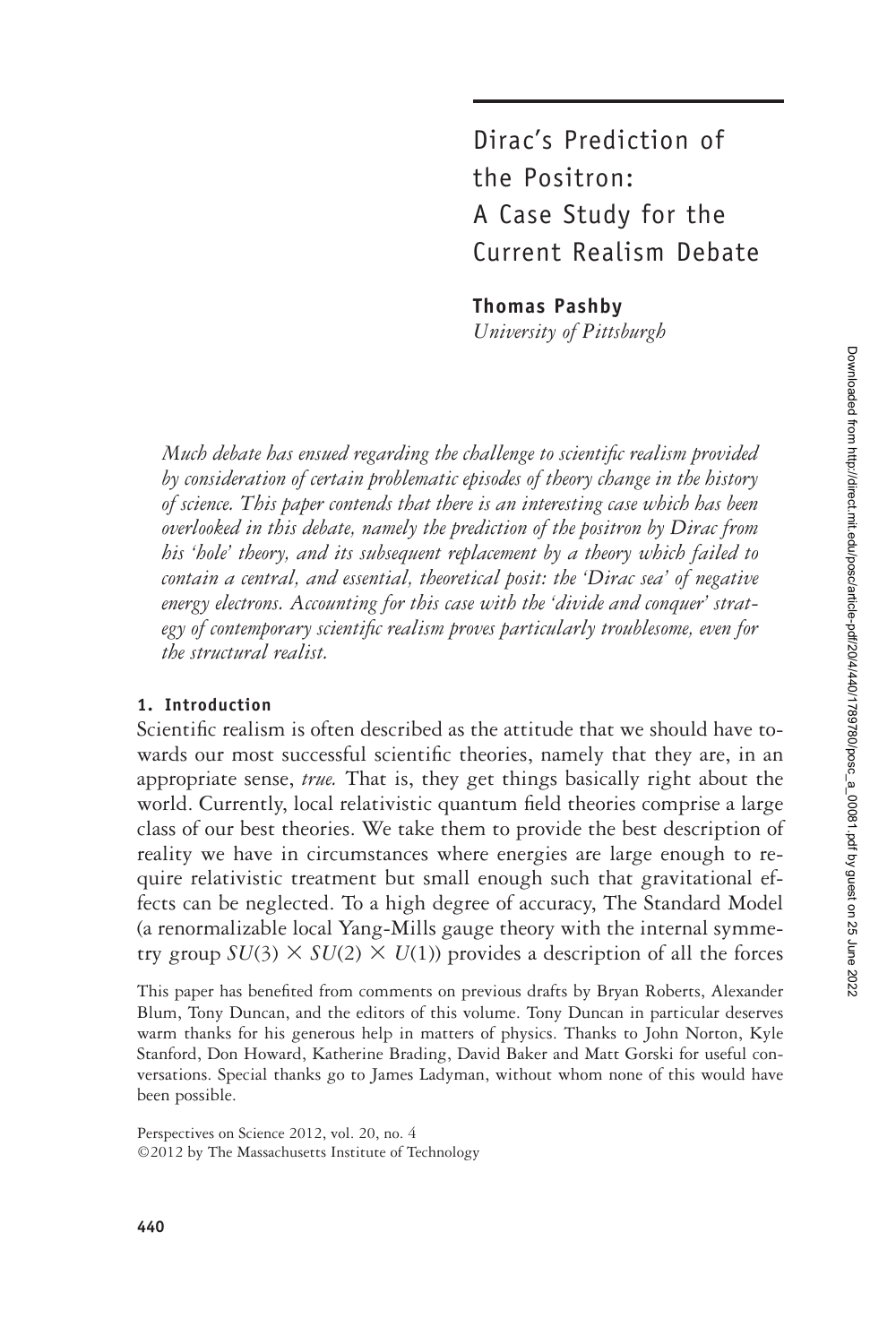# Dirac's Prediction of the Positron: A Case Study for the Current Realism Debate

**Thomas Pashby**
*University of Pittsburgh*

*Much debate has ensued regarding the challenge to scientific realism provided by consideration of certain problematic episodes of theory change in the history of science. This paper contends that there is an interesting case which has been overlooked in this debate, namely the prediction of the positron by Dirac from his 'hole' theory, and its subsequent replacement by a theory which failed to contain a central, and essential, theoretical posit: the 'Dirac sea' of negative energy electrons. Accounting for this case with the 'divide and conquer' strategy of contemporary scientific realism proves particularly troublesome, even for the structural realist.*

## 1. Introduction

Scientific realism is often described as the attitude that we should have towards our most successful scientific theories, namely that they are, in an appropriate sense, *true.* That is, they get things basically right about the world. Currently, local relativistic quantum field theories comprise a large class of our best theories. We take them to provide the best description of reality we have in circumstances where energies are large enough to require relativistic treatment but small enough such that gravitational effects can be neglected. To a high degree of accuracy, The Standard Model (a renormalizable local Yang-Mills gauge theory with the internal symmetry group $SU(3) \times SU(2) \times U(1)$) provides a description of all the forces

This paper has benefited from comments on previous drafts by Bryan Roberts, Alexander Blum, Tony Duncan, and the editors of this volume. Tony Duncan in particular deserves warm thanks for his generous help in matters of physics. Thanks to John Norton, Kyle Stanford, Don Howard, Katherine Brading, David Baker and Matt Gorski for useful conversations. Special thanks go to James Ladyman, without whom none of this would have been possible.

Perspectives on Science 2012, vol. 20, no. 4
©2012 by The Massachusetts Institute of Technology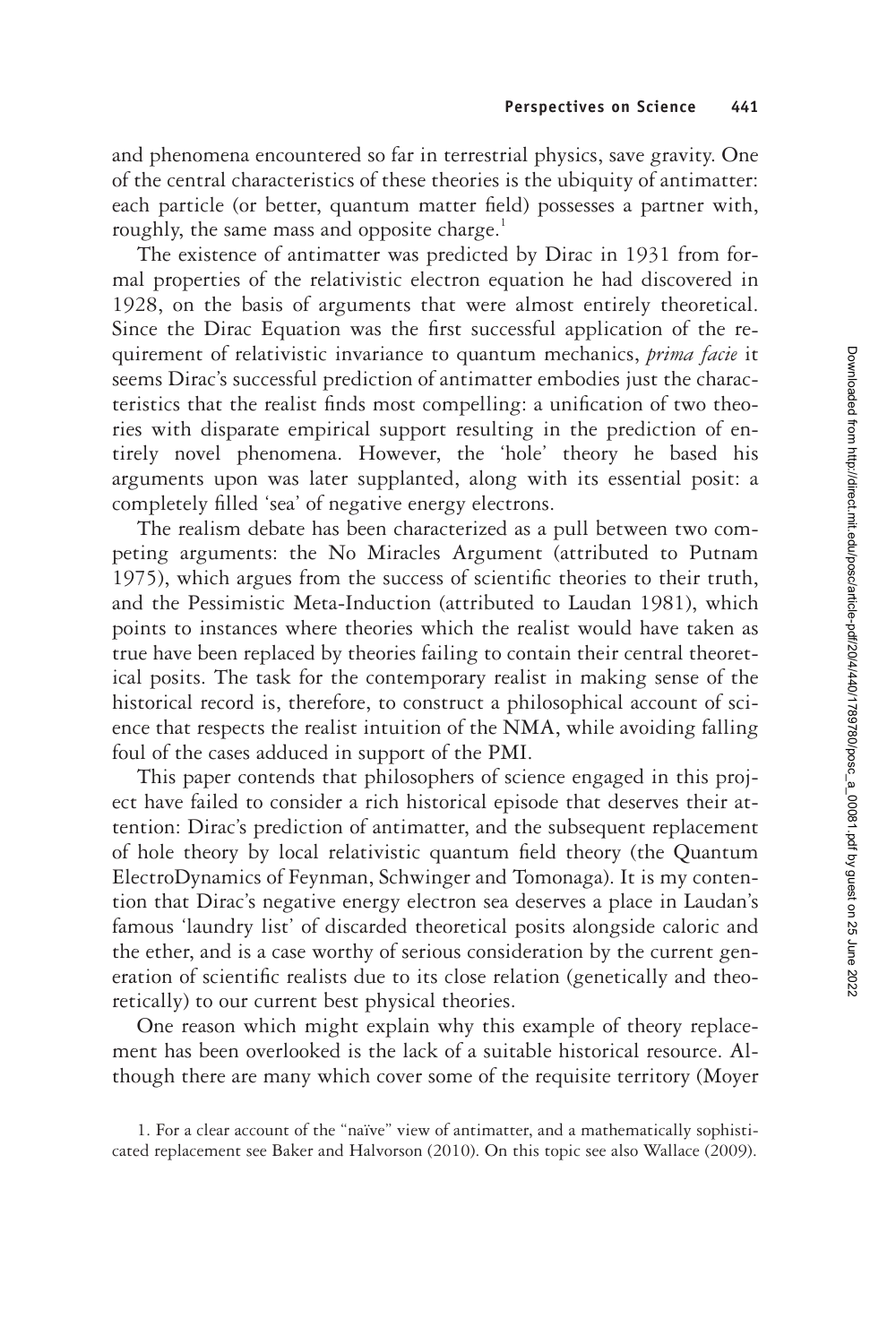and phenomena encountered so far in terrestrial physics, save gravity. One of the central characteristics of these theories is the ubiquity of antimatter: each particle (or better, quantum matter field) possesses a partner with, roughly, the same mass and opposite charge.[1]

The existence of antimatter was predicted by Dirac in 1931 from formal properties of the relativistic electron equation he had discovered in 1928, on the basis of arguments that were almost entirely theoretical. Since the Dirac Equation was the first successful application of the requirement of relativistic invariance to quantum mechanics, *prima facie* it seems Dirac's successful prediction of antimatter embodies just the characteristics that the realist finds most compelling: a unification of two theories with disparate empirical support resulting in the prediction of entirely novel phenomena. However, the 'hole' theory he based his arguments upon was later supplanted, along with its essential posit: a completely filled 'sea' of negative energy electrons.

The realism debate has been characterized as a pull between two competing arguments: the No Miracles Argument (attributed to Putnam 1975), which argues from the success of scientific theories to their truth, and the Pessimistic Meta-Induction (attributed to Laudan 1981), which points to instances where theories which the realist would have taken as true have been replaced by theories failing to contain their central theoretical posits. The task for the contemporary realist in making sense of the historical record is, therefore, to construct a philosophical account of science that respects the realist intuition of the NMA, while avoiding falling foul of the cases adduced in support of the PMI.

This paper contends that philosophers of science engaged in this project have failed to consider a rich historical episode that deserves their attention: Dirac's prediction of antimatter, and the subsequent replacement of hole theory by local relativistic quantum field theory (the Quantum ElectroDynamics of Feynman, Schwinger and Tomonaga). It is my contention that Dirac's negative energy electron sea deserves a place in Laudan's famous 'laundry list' of discarded theoretical posits alongside caloric and the ether, and is a case worthy of serious consideration by the current generation of scientific realists due to its close relation (genetically and theoretically) to our current best physical theories.

One reason which might explain why this example of theory replacement has been overlooked is the lack of a suitable historical resource. Although there are many which cover some of the requisite territory (Moyer

1. For a clear account of the "naïve" view of antimatter, and a mathematically sophisticated replacement see Baker and Halvorson (2010). On this topic see also Wallace (2009).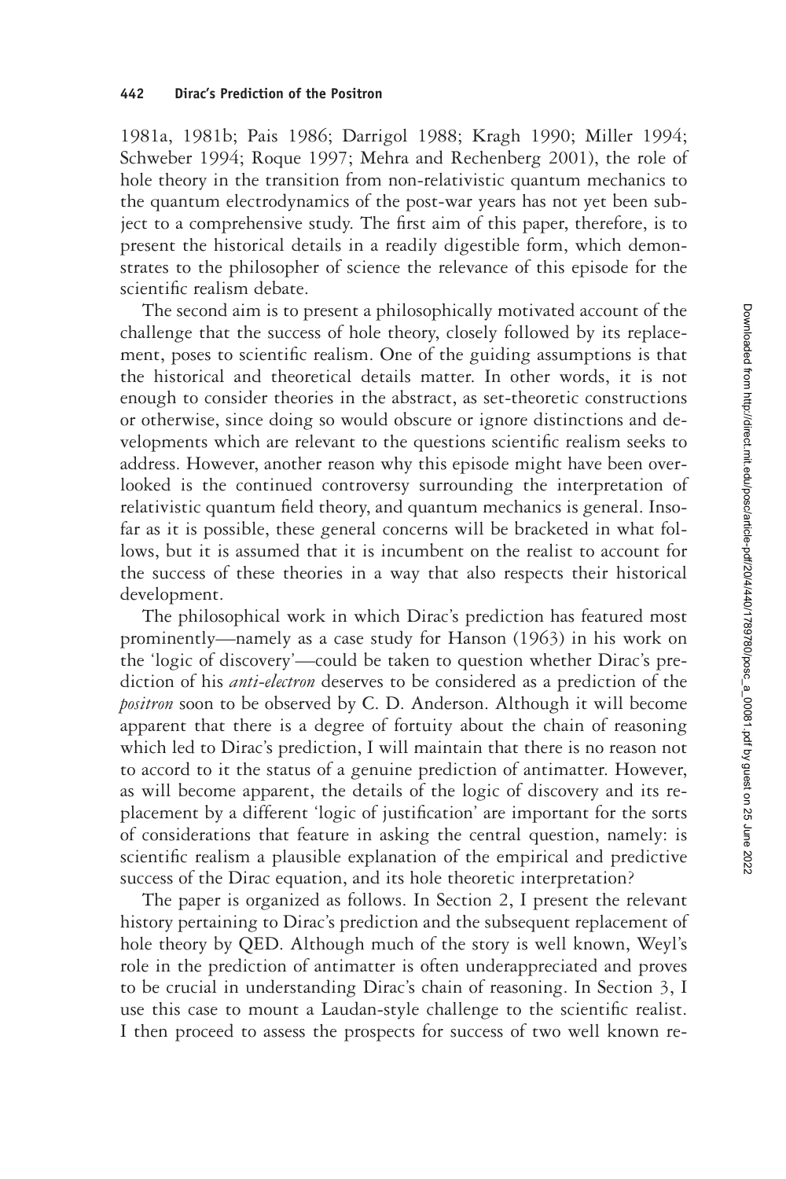1981a, 1981b; Pais 1986; Darrigol 1988; Kragh 1990; Miller 1994; Schweber 1994; Roque 1997; Mehra and Rechenberg 2001), the role of hole theory in the transition from non-relativistic quantum mechanics to the quantum electrodynamics of the post-war years has not yet been subject to a comprehensive study. The first aim of this paper, therefore, is to present the historical details in a readily digestible form, which demonstrates to the philosopher of science the relevance of this episode for the scientific realism debate.

The second aim is to present a philosophically motivated account of the challenge that the success of hole theory, closely followed by its replacement, poses to scientific realism. One of the guiding assumptions is that the historical and theoretical details matter. In other words, it is not enough to consider theories in the abstract, as set-theoretic constructions or otherwise, since doing so would obscure or ignore distinctions and developments which are relevant to the questions scientific realism seeks to address. However, another reason why this episode might have been overlooked is the continued controversy surrounding the interpretation of relativistic quantum field theory, and quantum mechanics is general. Insofar as it is possible, these general concerns will be bracketed in what follows, but it is assumed that it is incumbent on the realist to account for the success of these theories in a way that also respects their historical development.

The philosophical work in which Dirac's prediction has featured most prominently—namely as a case study for Hanson (1963) in his work on the 'logic of discovery'—could be taken to question whether Dirac's prediction of his *anti-electron* deserves to be considered as a prediction of the *positron* soon to be observed by C. D. Anderson. Although it will become apparent that there is a degree of fortuity about the chain of reasoning which led to Dirac's prediction, I will maintain that there is no reason not to accord to it the status of a genuine prediction of antimatter. However, as will become apparent, the details of the logic of discovery and its replacement by a different 'logic of justification' are important for the sorts of considerations that feature in asking the central question, namely: is scientific realism a plausible explanation of the empirical and predictive success of the Dirac equation, and its hole theoretic interpretation?

The paper is organized as follows. In Section 2, I present the relevant history pertaining to Dirac's prediction and the subsequent replacement of hole theory by QED. Although much of the story is well known, Weyl's role in the prediction of antimatter is often underappreciated and proves to be crucial in understanding Dirac's chain of reasoning. In Section 3, I use this case to mount a Laudan-style challenge to the scientific realist. I then proceed to assess the prospects for success of two well known re-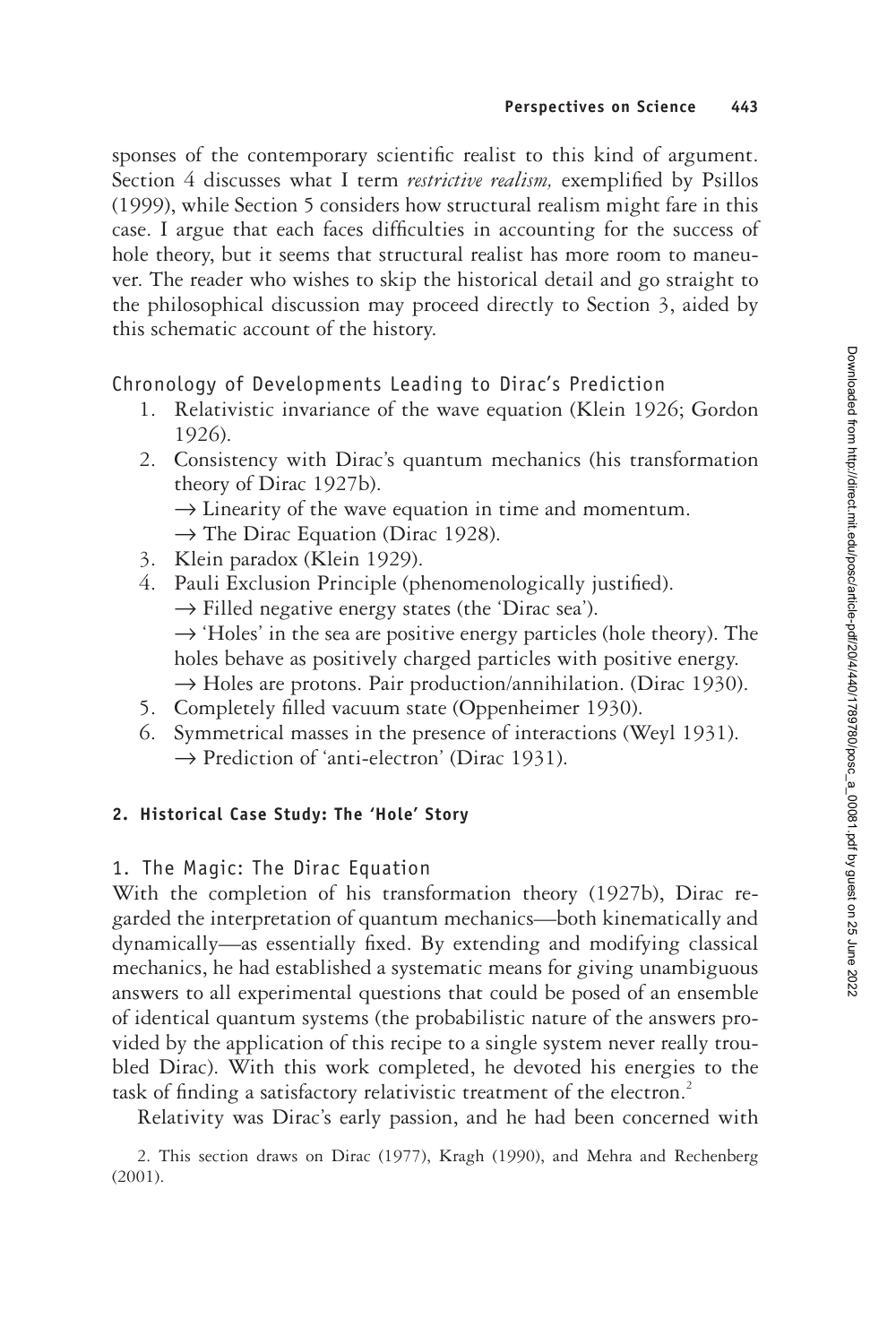sponses of the contemporary scientific realist to this kind of argument. Section 4 discusses what I term *restrictive realism,* exemplified by Psillos (1999), while Section 5 considers how structural realism might fare in this case. I argue that each faces difficulties in accounting for the success of hole theory, but it seems that structural realist has more room to maneuver. The reader who wishes to skip the historical detail and go straight to the philosophical discussion may proceed directly to Section 3, aided by this schematic account of the history.

### Chronology of Developments Leading to Dirac's Prediction

1. Relativistic invariance of the wave equation (Klein 1926; Gordon 1926).
2. Consistency with Dirac's quantum mechanics (his transformation theory of Dirac 1927b).
   → Linearity of the wave equation in time and momentum.
   → The Dirac Equation (Dirac 1928).
3. Klein paradox (Klein 1929).
4. Pauli Exclusion Principle (phenomenologically justified).
   → Filled negative energy states (the 'Dirac sea').
   → 'Holes' in the sea are positive energy particles (hole theory). The holes behave as positively charged particles with positive energy.
   → Holes are protons. Pair production/annihilation. (Dirac 1930).
5. Completely filled vacuum state (Oppenheimer 1930).
6. Symmetrical masses in the presence of interactions (Weyl 1931).
   → Prediction of 'anti-electron' (Dirac 1931).

## 2. Historical Case Study: The 'Hole' Story

### 1. The Magic: The Dirac Equation

With the completion of his transformation theory (1927b), Dirac regarded the interpretation of quantum mechanics—both kinematically and dynamically—as essentially fixed. By extending and modifying classical mechanics, he had established a systematic means for giving unambiguous answers to all experimental questions that could be posed of an ensemble of identical quantum systems (the probabilistic nature of the answers provided by the application of this recipe to a single system never really troubled Dirac). With this work completed, he devoted his energies to the task of finding a satisfactory relativistic treatment of the electron.[2]

Relativity was Dirac's early passion, and he had been concerned with

2. This section draws on Dirac (1977), Kragh (1990), and Mehra and Rechenberg (2001).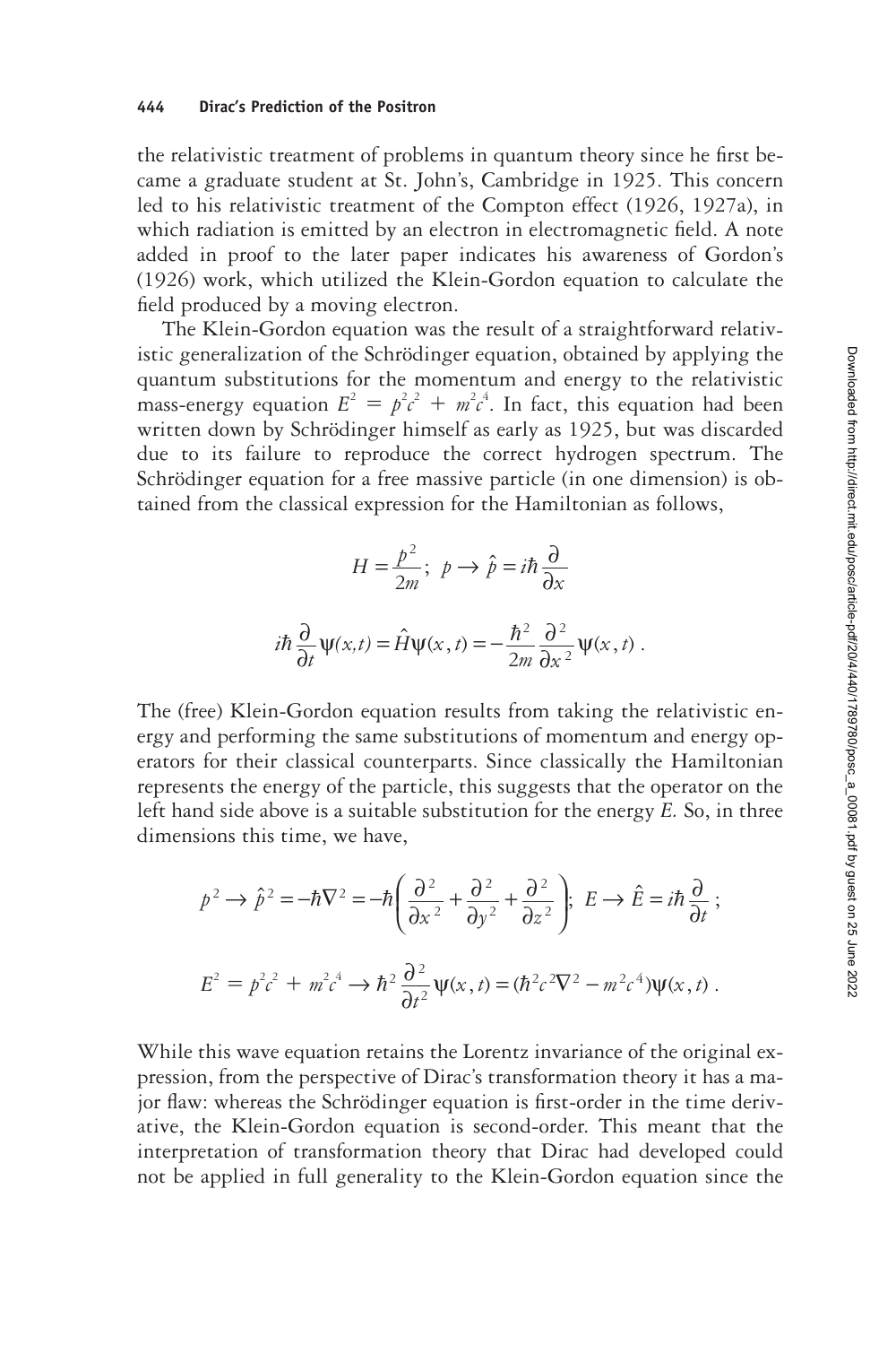the relativistic treatment of problems in quantum theory since he first became a graduate student at St. John's, Cambridge in 1925. This concern led to his relativistic treatment of the Compton effect (1926, 1927a), in which radiation is emitted by an electron in electromagnetic field. A note added in proof to the later paper indicates his awareness of Gordon's (1926) work, which utilized the Klein-Gordon equation to calculate the field produced by a moving electron.

The Klein-Gordon equation was the result of a straightforward relativistic generalization of the Schrödinger equation, obtained by applying the quantum substitutions for the momentum and energy to the relativistic mass-energy equation $E^2 = p^2c^2 + m^2c^4$. In fact, this equation had been written down by Schrödinger himself as early as 1925, but was discarded due to its failure to reproduce the correct hydrogen spectrum. The Schrödinger equation for a free massive particle (in one dimension) is obtained from the classical expression for the Hamiltonian as follows,

$$H = \frac{p^2}{2m}; \;\; p \rightarrow \hat{p} = i\hbar \frac{\partial}{\partial x}$$

$$i\hbar \frac{\partial}{\partial t}\psi(x,t) = \hat{H}\psi(x,t) = -\frac{\hbar^2}{2m}\frac{\partial^2}{\partial x^2}\psi(x,t) \; .$$

The (free) Klein-Gordon equation results from taking the relativistic energy and performing the same substitutions of momentum and energy operators for their classical counterparts. Since classically the Hamiltonian represents the energy of the particle, this suggests that the operator on the left hand side above is a suitable substitution for the energy $E$. So, in three dimensions this time, we have,

$$p^2 \rightarrow \hat{p}^2 = -\hbar\nabla^2 = -\hbar\left(\frac{\partial^2}{\partial x^2} + \frac{\partial^2}{\partial y^2} + \frac{\partial^2}{\partial z^2}\right); \;\; E \rightarrow \hat{E} = i\hbar\frac{\partial}{\partial t} \; ;$$

$$E^2 = p^2c^2 + m^2c^4 \rightarrow \hbar^2 \frac{\partial^2}{\partial t^2}\psi(x,t) = (\hbar^2c^2\nabla^2 - m^2c^4)\psi(x,t) \; .$$

While this wave equation retains the Lorentz invariance of the original expression, from the perspective of Dirac's transformation theory it has a major flaw: whereas the Schrödinger equation is first-order in the time derivative, the Klein-Gordon equation is second-order. This meant that the interpretation of transformation theory that Dirac had developed could not be applied in full generality to the Klein-Gordon equation since the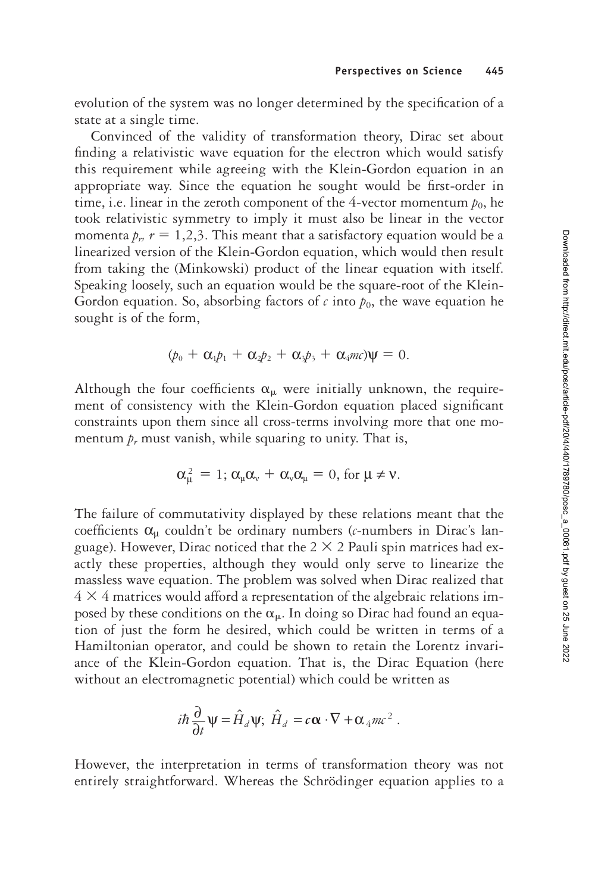evolution of the system was no longer determined by the specification of a state at a single time.

Convinced of the validity of transformation theory, Dirac set about finding a relativistic wave equation for the electron which would satisfy this requirement while agreeing with the Klein-Gordon equation in an appropriate way. Since the equation he sought would be first-order in time, i.e. linear in the zeroth component of the 4-vector momentum $p_0$, he took relativistic symmetry to imply it must also be linear in the vector momenta $p_r$, $r = 1,2,3$. This meant that a satisfactory equation would be a linearized version of the Klein-Gordon equation, which would then result from taking the (Minkowski) product of the linear equation with itself. Speaking loosely, such an equation would be the square-root of the Klein-Gordon equation. So, absorbing factors of $c$ into $p_0$, the wave equation he sought is of the form,

$$(p_0 + \alpha_1 p_1 + \alpha_2 p_2 + \alpha_3 p_3 + \alpha_4 mc)\psi = 0.$$

Although the four coefficients $\alpha_\mu$ were initially unknown, the requirement of consistency with the Klein-Gordon equation placed significant constraints upon them since all cross-terms involving more that one momentum $p_r$ must vanish, while squaring to unity. That is,

$$\alpha_\mu^2 = 1; \ \alpha_\mu \alpha_\nu + \alpha_\nu \alpha_\mu = 0, \text{ for } \mu \neq \nu.$$

The failure of commutativity displayed by these relations meant that the coefficients $\alpha_\mu$ couldn't be ordinary numbers ($c$-numbers in Dirac's language). However, Dirac noticed that the $2 \times 2$ Pauli spin matrices had exactly these properties, although they would only serve to linearize the massless wave equation. The problem was solved when Dirac realized that $4 \times 4$ matrices would afford a representation of the algebraic relations imposed by these conditions on the $\alpha_\mu$. In doing so Dirac had found an equation of just the form he desired, which could be written in terms of a Hamiltonian operator, and could be shown to retain the Lorentz invariance of the Klein-Gordon equation. That is, the Dirac Equation (here without an electromagnetic potential) which could be written as

$$i\hbar \frac{\partial}{\partial t}\psi = \hat{H}_d \psi; \ \hat{H}_d = c\boldsymbol{\alpha} \cdot \nabla + \alpha_4 mc^2 .$$

However, the interpretation in terms of transformation theory was not entirely straightforward. Whereas the Schrödinger equation applies to a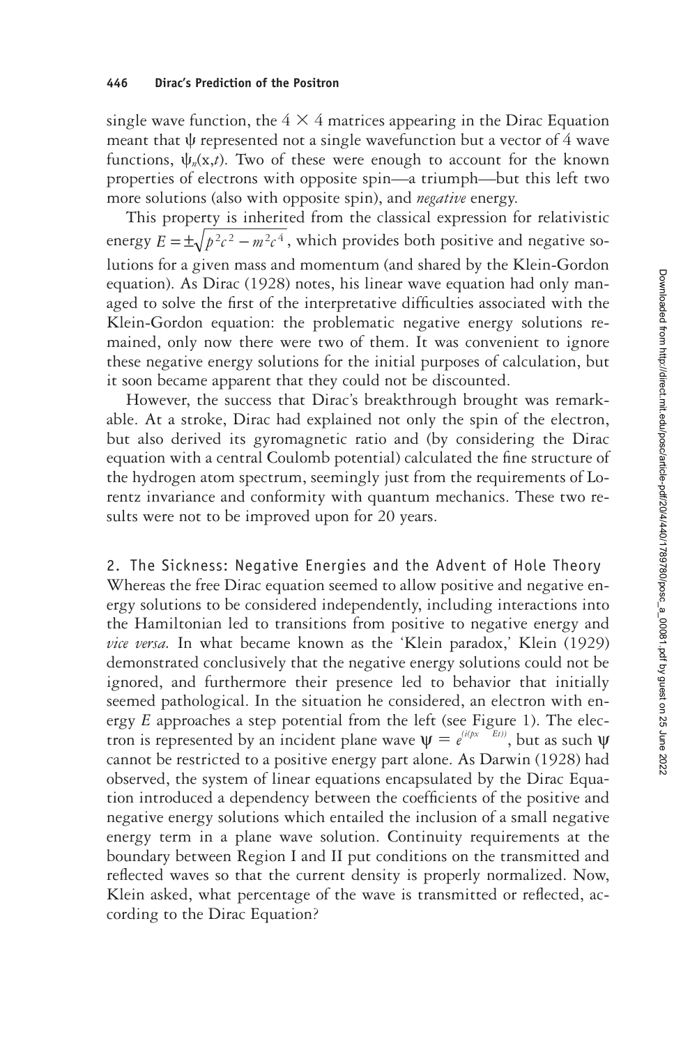single wave function, the $4 \times 4$ matrices appearing in the Dirac Equation meant that $\psi$ represented not a single wavefunction but a vector of 4 wave functions, $\psi_n(x,t)$. Two of these were enough to account for the known properties of electrons with opposite spin—a triumph—but this left two more solutions (also with opposite spin), and *negative* energy.

This property is inherited from the classical expression for relativistic energy $E = \pm\sqrt{p^2c^2 - m^2c^4}$, which provides both positive and negative solutions for a given mass and momentum (and shared by the Klein-Gordon equation). As Dirac (1928) notes, his linear wave equation had only managed to solve the first of the interpretative difficulties associated with the Klein-Gordon equation: the problematic negative energy solutions remained, only now there were two of them. It was convenient to ignore these negative energy solutions for the initial purposes of calculation, but it soon became apparent that they could not be discounted.

However, the success that Dirac's breakthrough brought was remarkable. At a stroke, Dirac had explained not only the spin of the electron, but also derived its gyromagnetic ratio and (by considering the Dirac equation with a central Coulomb potential) calculated the fine structure of the hydrogen atom spectrum, seemingly just from the requirements of Lorentz invariance and conformity with quantum mechanics. These two results were not to be improved upon for 20 years.

## 2. The Sickness: Negative Energies and the Advent of Hole Theory

Whereas the free Dirac equation seemed to allow positive and negative energy solutions to be considered independently, including interactions into the Hamiltonian led to transitions from positive to negative energy and *vice versa.* In what became known as the 'Klein paradox,' Klein (1929) demonstrated conclusively that the negative energy solutions could not be ignored, and furthermore their presence led to behavior that initially seemed pathological. In the situation he considered, an electron with energy $E$ approaches a step potential from the left (see Figure 1). The electron is represented by an incident plane wave $\psi = e^{(i(px - Et))}$, but as such $\psi$ cannot be restricted to a positive energy part alone. As Darwin (1928) had observed, the system of linear equations encapsulated by the Dirac Equation introduced a dependency between the coefficients of the positive and negative energy solutions which entailed the inclusion of a small negative energy term in a plane wave solution. Continuity requirements at the boundary between Region I and II put conditions on the transmitted and reflected waves so that the current density is properly normalized. Now, Klein asked, what percentage of the wave is transmitted or reflected, according to the Dirac Equation?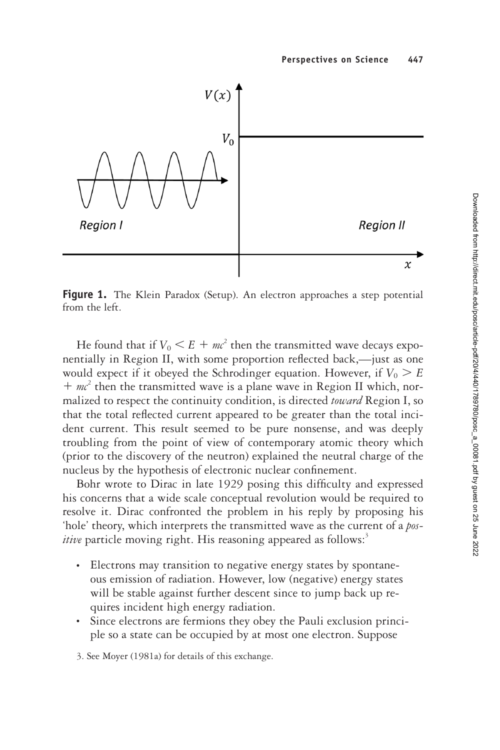**Figure 1.** The Klein Paradox (Setup). An electron approaches a step potential from the left.

He found that if $V_0 < E + mc^2$ then the transmitted wave decays exponentially in Region II, with some proportion reflected back,—just as one would expect if it obeyed the Schrodinger equation. However, if $V_0 > E + mc^2$ then the transmitted wave is a plane wave in Region II which, normalized to respect the continuity condition, is directed *toward* Region I, so that the total reflected current appeared to be greater than the total incident current. This result seemed to be pure nonsense, and was deeply troubling from the point of view of contemporary atomic theory which (prior to the discovery of the neutron) explained the neutral charge of the nucleus by the hypothesis of electronic nuclear confinement.

Bohr wrote to Dirac in late 1929 posing this difficulty and expressed his concerns that a wide scale conceptual revolution would be required to resolve it. Dirac confronted the problem in his reply by proposing his 'hole' theory, which interprets the transmitted wave as the current of a *positive* particle moving right. His reasoning appeared as follows:[3]

- Electrons may transition to negative energy states by spontaneous emission of radiation. However, low (negative) energy states will be stable against further descent since to jump back up requires incident high energy radiation.
- Since electrons are fermions they obey the Pauli exclusion principle so a state can be occupied by at most one electron. Suppose

3. See Moyer (1981a) for details of this exchange.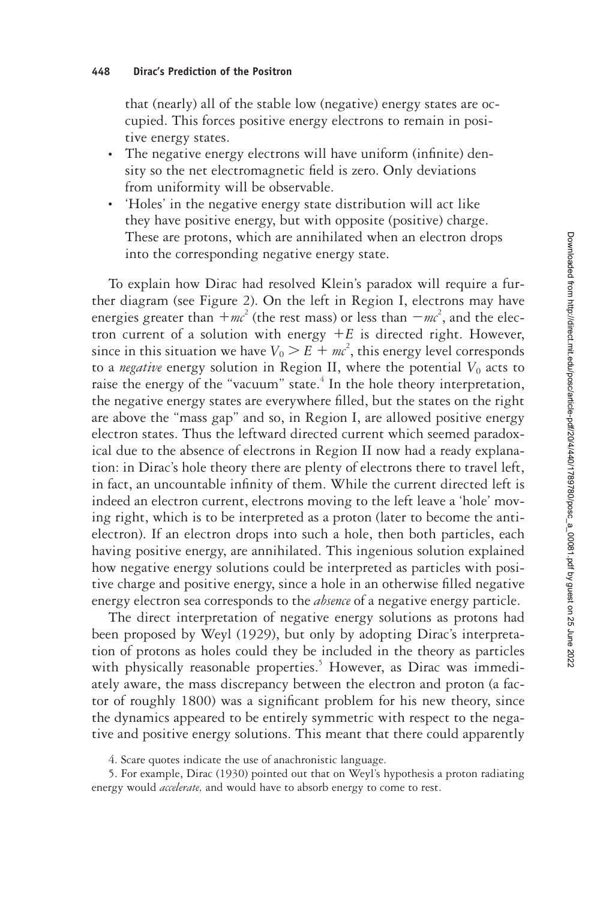that (nearly) all of the stable low (negative) energy states are occupied. This forces positive energy electrons to remain in positive energy states.

- The negative energy electrons will have uniform (infinite) density so the net electromagnetic field is zero. Only deviations from uniformity will be observable.
- 'Holes' in the negative energy state distribution will act like they have positive energy, but with opposite (positive) charge. These are protons, which are annihilated when an electron drops into the corresponding negative energy state.

To explain how Dirac had resolved Klein's paradox will require a further diagram (see Figure 2). On the left in Region I, electrons may have energies greater than $+mc^2$ (the rest mass) or less than $-mc^2$, and the electron current of a solution with energy $+E$ is directed right. However, since in this situation we have $V_0 > E + mc^2$, this energy level corresponds to a *negative* energy solution in Region II, where the potential $V_0$ acts to raise the energy of the "vacuum" state.[4] In the hole theory interpretation, the negative energy states are everywhere filled, but the states on the right are above the "mass gap" and so, in Region I, are allowed positive energy electron states. Thus the leftward directed current which seemed paradoxical due to the absence of electrons in Region II now had a ready explanation: in Dirac's hole theory there are plenty of electrons there to travel left, in fact, an uncountable infinity of them. While the current directed left is indeed an electron current, electrons moving to the left leave a 'hole' moving right, which is to be interpreted as a proton (later to become the anti-electron). If an electron drops into such a hole, then both particles, each having positive energy, are annihilated. This ingenious solution explained how negative energy solutions could be interpreted as particles with positive charge and positive energy, since a hole in an otherwise filled negative energy electron sea corresponds to the *absence* of a negative energy particle.

The direct interpretation of negative energy solutions as protons had been proposed by Weyl (1929), but only by adopting Dirac's interpretation of protons as holes could they be included in the theory as particles with physically reasonable properties.[5] However, as Dirac was immediately aware, the mass discrepancy between the electron and proton (a factor of roughly 1800) was a significant problem for his new theory, since the dynamics appeared to be entirely symmetric with respect to the negative and positive energy solutions. This meant that there could apparently

4. Scare quotes indicate the use of anachronistic language.

5. For example, Dirac (1930) pointed out that on Weyl's hypothesis a proton radiating energy would *accelerate,* and would have to absorb energy to come to rest.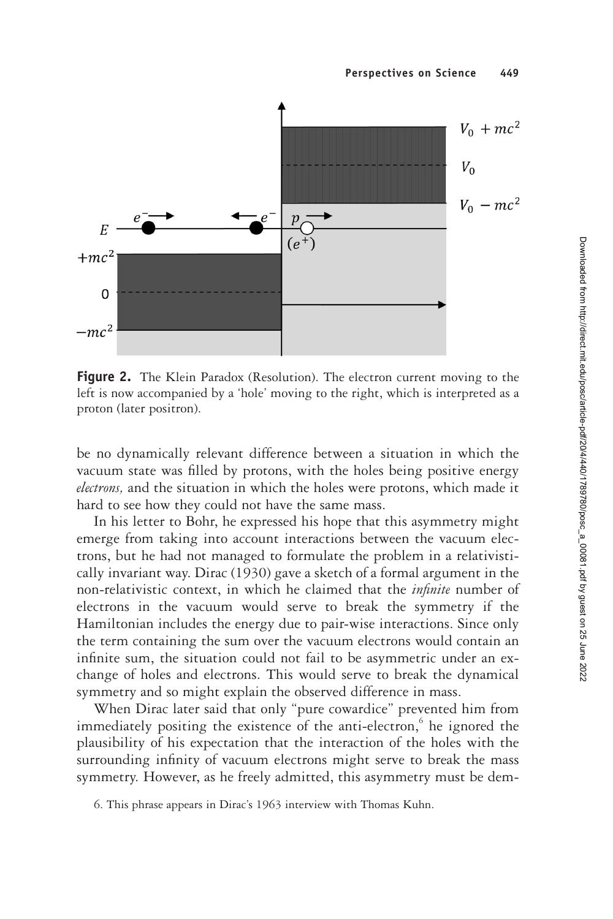**Figure 2.** The Klein Paradox (Resolution). The electron current moving to the left is now accompanied by a 'hole' moving to the right, which is interpreted as a proton (later positron).

be no dynamically relevant difference between a situation in which the vacuum state was filled by protons, with the holes being positive energy *electrons,* and the situation in which the holes were protons, which made it hard to see how they could not have the same mass.

In his letter to Bohr, he expressed his hope that this asymmetry might emerge from taking into account interactions between the vacuum electrons, but he had not managed to formulate the problem in a relativistically invariant way. Dirac (1930) gave a sketch of a formal argument in the non-relativistic context, in which he claimed that the *infinite* number of electrons in the vacuum would serve to break the symmetry if the Hamiltonian includes the energy due to pair-wise interactions. Since only the term containing the sum over the vacuum electrons would contain an infinite sum, the situation could not fail to be asymmetric under an exchange of holes and electrons. This would serve to break the dynamical symmetry and so might explain the observed difference in mass.

When Dirac later said that only "pure cowardice" prevented him from immediately positing the existence of the anti-electron,[6] he ignored the plausibility of his expectation that the interaction of the holes with the surrounding infinity of vacuum electrons might serve to break the mass symmetry. However, as he freely admitted, this asymmetry must be dem-

6. This phrase appears in Dirac's 1963 interview with Thomas Kuhn.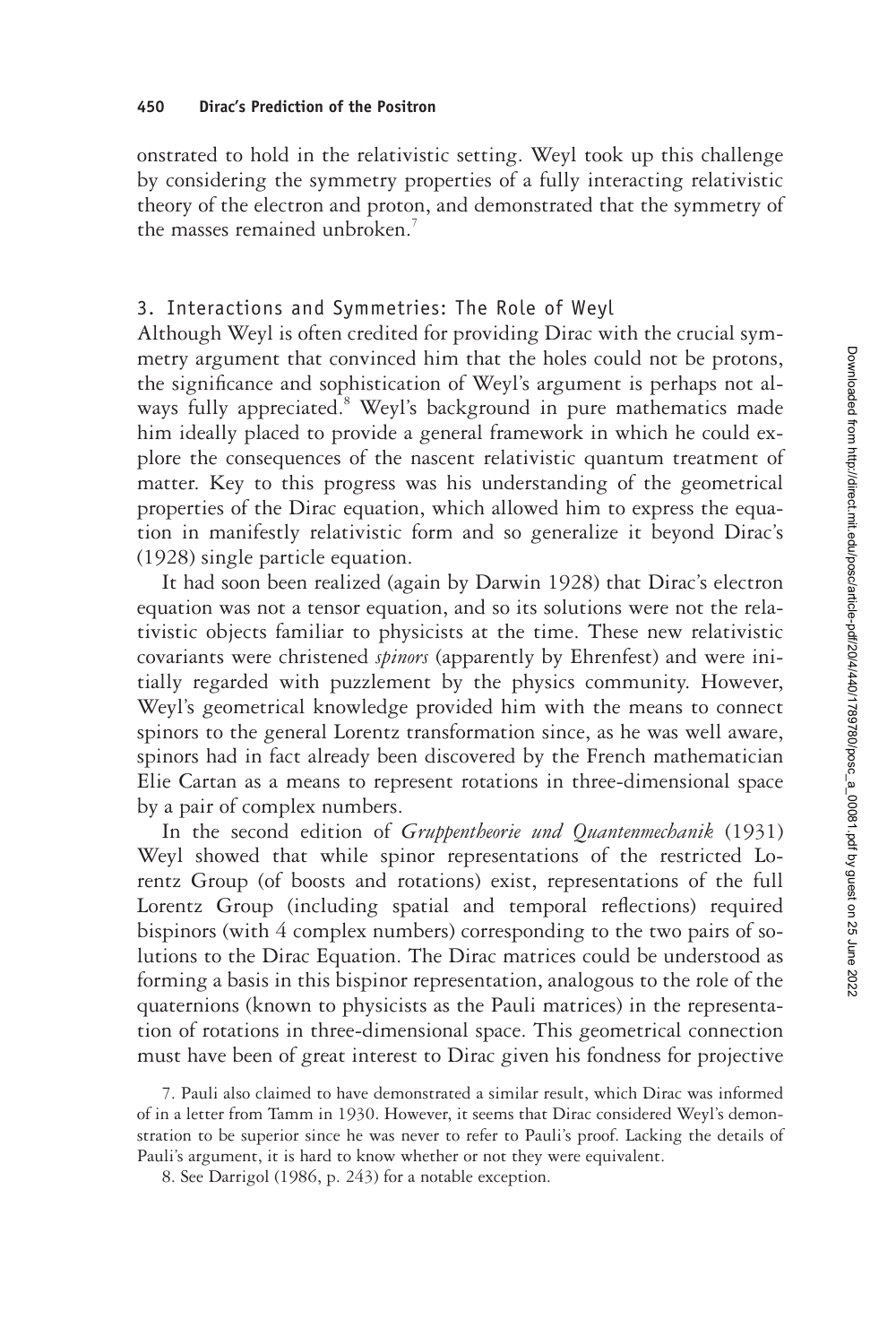onstrated to hold in the relativistic setting. Weyl took up this challenge by considering the symmetry properties of a fully interacting relativistic theory of the electron and proton, and demonstrated that the symmetry of the masses remained unbroken.[7]

## 3. Interactions and Symmetries: The Role of Weyl

Although Weyl is often credited for providing Dirac with the crucial symmetry argument that convinced him that the holes could not be protons, the significance and sophistication of Weyl's argument is perhaps not always fully appreciated.[8] Weyl's background in pure mathematics made him ideally placed to provide a general framework in which he could explore the consequences of the nascent relativistic quantum treatment of matter. Key to this progress was his understanding of the geometrical properties of the Dirac equation, which allowed him to express the equation in manifestly relativistic form and so generalize it beyond Dirac's (1928) single particle equation.

It had soon been realized (again by Darwin 1928) that Dirac's electron equation was not a tensor equation, and so its solutions were not the relativistic objects familiar to physicists at the time. These new relativistic covariants were christened *spinors* (apparently by Ehrenfest) and were initially regarded with puzzlement by the physics community. However, Weyl's geometrical knowledge provided him with the means to connect spinors to the general Lorentz transformation since, as he was well aware, spinors had in fact already been discovered by the French mathematician Elie Cartan as a means to represent rotations in three-dimensional space by a pair of complex numbers.

In the second edition of *Gruppentheorie und Quantenmechanik* (1931) Weyl showed that while spinor representations of the restricted Lorentz Group (of boosts and rotations) exist, representations of the full Lorentz Group (including spatial and temporal reflections) required bispinors (with 4 complex numbers) corresponding to the two pairs of solutions to the Dirac Equation. The Dirac matrices could be understood as forming a basis in this bispinor representation, analogous to the role of the quaternions (known to physicists as the Pauli matrices) in the representation of rotations in three-dimensional space. This geometrical connection must have been of great interest to Dirac given his fondness for projective

7. Pauli also claimed to have demonstrated a similar result, which Dirac was informed of in a letter from Tamm in 1930. However, it seems that Dirac considered Weyl's demonstration to be superior since he was never to refer to Pauli's proof. Lacking the details of Pauli's argument, it is hard to know whether or not they were equivalent.

8. See Darrigol (1986, p. 243) for a notable exception.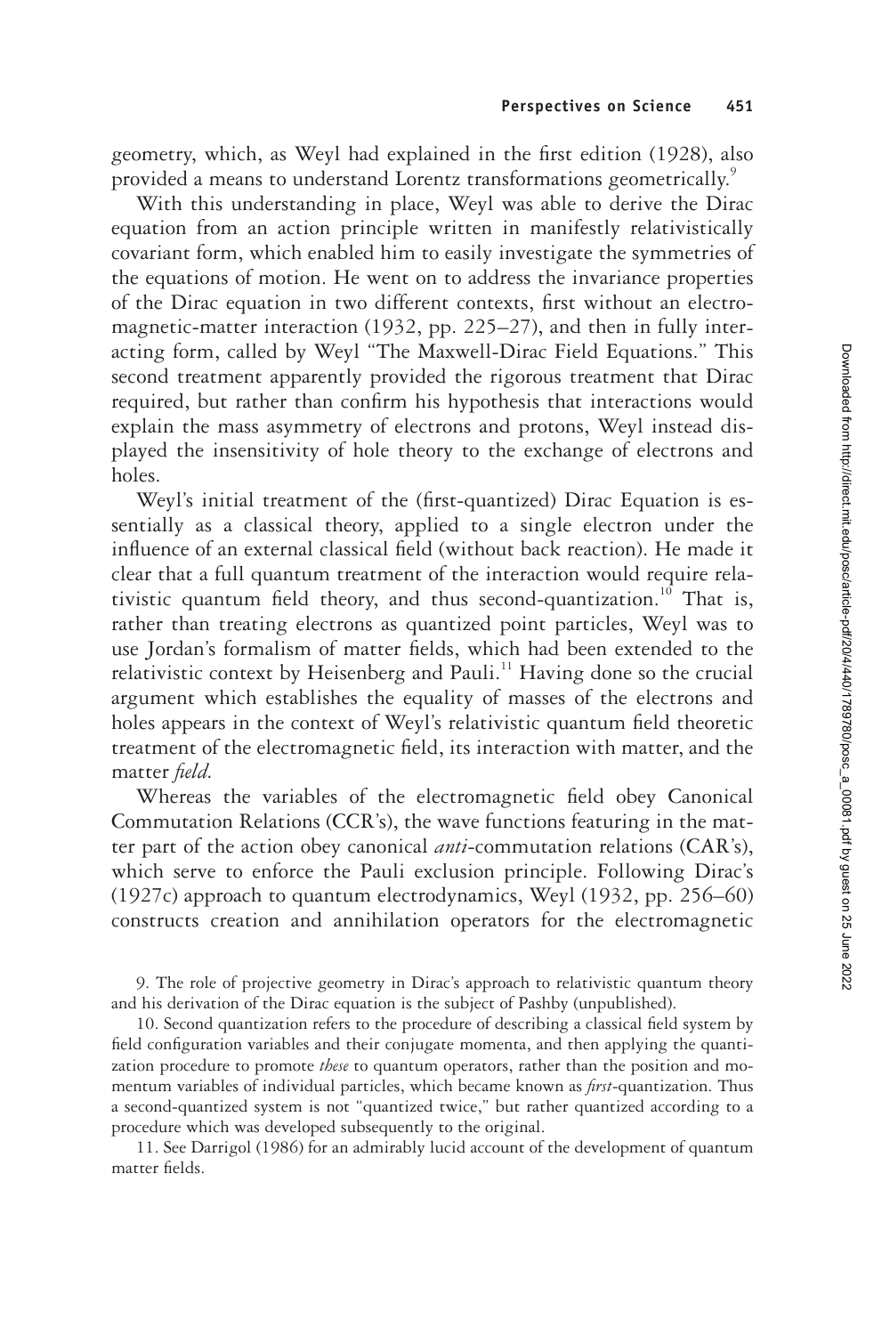geometry, which, as Weyl had explained in the first edition (1928), also provided a means to understand Lorentz transformations geometrically.[9]

With this understanding in place, Weyl was able to derive the Dirac equation from an action principle written in manifestly relativistically covariant form, which enabled him to easily investigate the symmetries of the equations of motion. He went on to address the invariance properties of the Dirac equation in two different contexts, first without an electromagnetic-matter interaction (1932, pp. 225–27), and then in fully interacting form, called by Weyl "The Maxwell-Dirac Field Equations." This second treatment apparently provided the rigorous treatment that Dirac required, but rather than confirm his hypothesis that interactions would explain the mass asymmetry of electrons and protons, Weyl instead displayed the insensitivity of hole theory to the exchange of electrons and holes.

Weyl's initial treatment of the (first-quantized) Dirac Equation is essentially as a classical theory, applied to a single electron under the influence of an external classical field (without back reaction). He made it clear that a full quantum treatment of the interaction would require relativistic quantum field theory, and thus second-quantization.[10] That is, rather than treating electrons as quantized point particles, Weyl was to use Jordan's formalism of matter fields, which had been extended to the relativistic context by Heisenberg and Pauli.[11] Having done so the crucial argument which establishes the equality of masses of the electrons and holes appears in the context of Weyl's relativistic quantum field theoretic treatment of the electromagnetic field, its interaction with matter, and the matter *field*.

Whereas the variables of the electromagnetic field obey Canonical Commutation Relations (CCR's), the wave functions featuring in the matter part of the action obey canonical *anti*-commutation relations (CAR's), which serve to enforce the Pauli exclusion principle. Following Dirac's (1927c) approach to quantum electrodynamics, Weyl (1932, pp. 256–60) constructs creation and annihilation operators for the electromagnetic

9. The role of projective geometry in Dirac's approach to relativistic quantum theory and his derivation of the Dirac equation is the subject of Pashby (unpublished).

10. Second quantization refers to the procedure of describing a classical field system by field configuration variables and their conjugate momenta, and then applying the quantization procedure to promote *these* to quantum operators, rather than the position and momentum variables of individual particles, which became known as *first*-quantization. Thus a second-quantized system is not "quantized twice," but rather quantized according to a procedure which was developed subsequently to the original.

11. See Darrigol (1986) for an admirably lucid account of the development of quantum matter fields.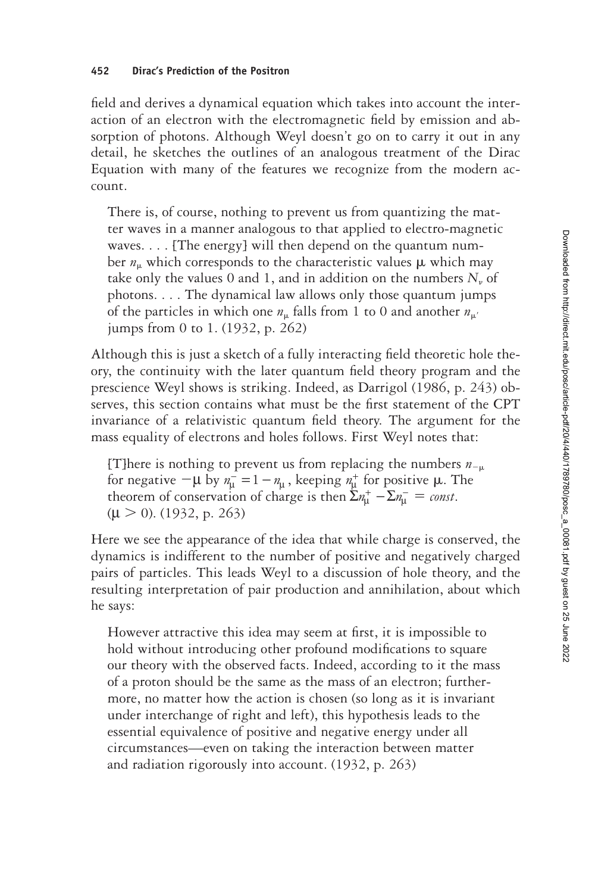field and derives a dynamical equation which takes into account the interaction of an electron with the electromagnetic field by emission and absorption of photons. Although Weyl doesn't go on to carry it out in any detail, he sketches the outlines of an analogous treatment of the Dirac Equation with many of the features we recognize from the modern account.

> There is, of course, nothing to prevent us from quantizing the matter waves in a manner analogous to that applied to electro-magnetic waves. . . . [The energy] will then depend on the quantum number $n_\mu$ which corresponds to the characteristic values $\mu$ which may take only the values 0 and 1, and in addition on the numbers $N_\nu$ of photons. . . . The dynamical law allows only those quantum jumps of the particles in which one $n_\mu$ falls from 1 to 0 and another $n_{\mu'}$ jumps from 0 to 1. (1932, p. 262)

Although this is just a sketch of a fully interacting field theoretic hole theory, the continuity with the later quantum field theory program and the prescience Weyl shows is striking. Indeed, as Darrigol (1986, p. 243) observes, this section contains what must be the first statement of the CPT invariance of a relativistic quantum field theory. The argument for the mass equality of electrons and holes follows. First Weyl notes that:

> [T]here is nothing to prevent us from replacing the numbers $n_{-\mu}$ for negative $-\mu$ by $n_\mu^- = 1 - n_\mu$, keeping $n_\mu^+$ for positive $\mu$. The theorem of conservation of charge is then $\Sigma n_\mu^+ - \Sigma n_\mu^- = const.$ $(\mu > 0)$. (1932, p. 263)

Here we see the appearance of the idea that while charge is conserved, the dynamics is indifferent to the number of positive and negatively charged pairs of particles. This leads Weyl to a discussion of hole theory, and the resulting interpretation of pair production and annihilation, about which he says:

> However attractive this idea may seem at first, it is impossible to hold without introducing other profound modifications to square our theory with the observed facts. Indeed, according to it the mass of a proton should be the same as the mass of an electron; furthermore, no matter how the action is chosen (so long as it is invariant under interchange of right and left), this hypothesis leads to the essential equivalence of positive and negative energy under all circumstances—even on taking the interaction between matter and radiation rigorously into account. (1932, p. 263)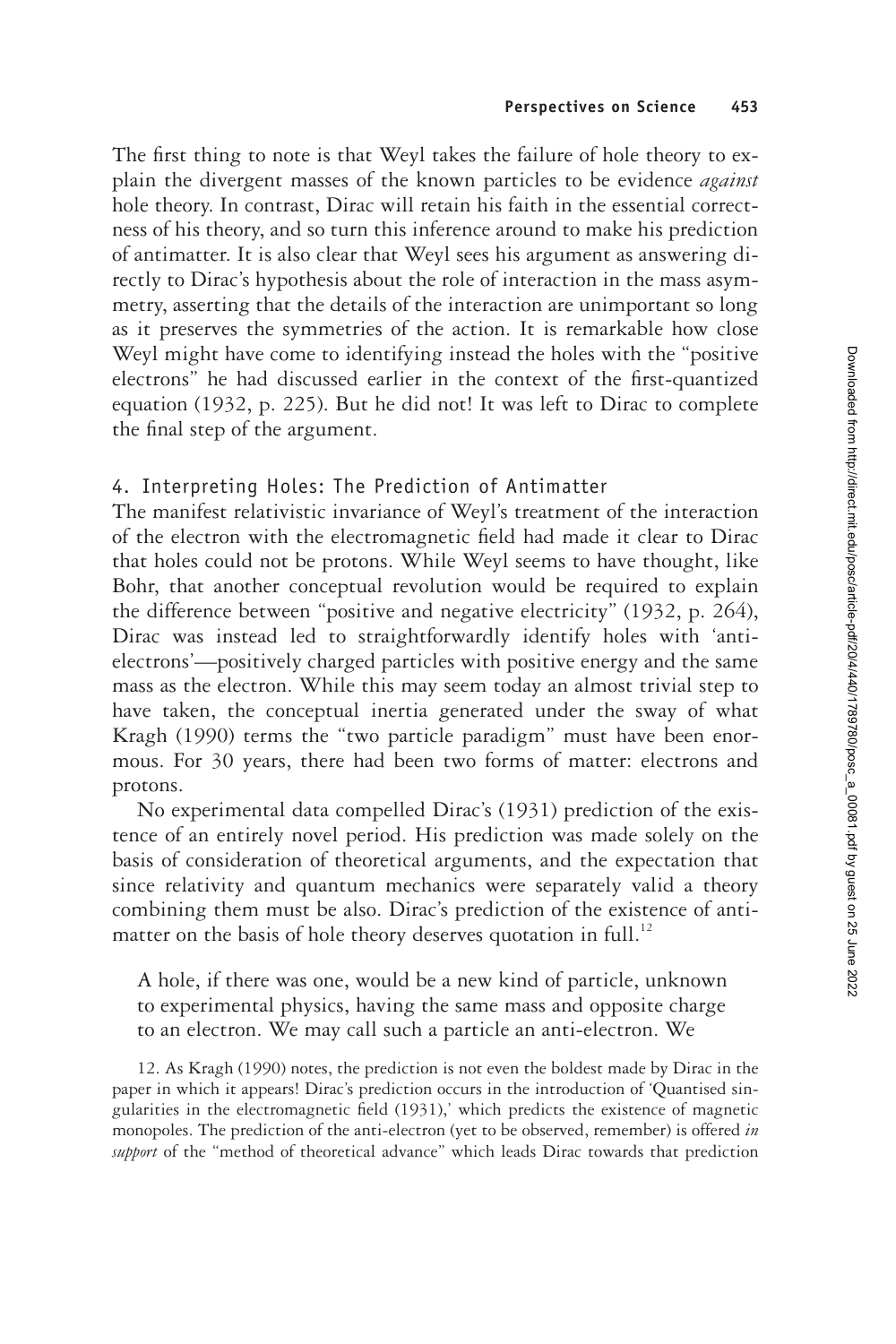The first thing to note is that Weyl takes the failure of hole theory to explain the divergent masses of the known particles to be evidence *against* hole theory. In contrast, Dirac will retain his faith in the essential correctness of his theory, and so turn this inference around to make his prediction of antimatter. It is also clear that Weyl sees his argument as answering directly to Dirac's hypothesis about the role of interaction in the mass asymmetry, asserting that the details of the interaction are unimportant so long as it preserves the symmetries of the action. It is remarkable how close Weyl might have come to identifying instead the holes with the "positive electrons" he had discussed earlier in the context of the first-quantized equation (1932, p. 225). But he did not! It was left to Dirac to complete the final step of the argument.

## 4. Interpreting Holes: The Prediction of Antimatter

The manifest relativistic invariance of Weyl's treatment of the interaction of the electron with the electromagnetic field had made it clear to Dirac that holes could not be protons. While Weyl seems to have thought, like Bohr, that another conceptual revolution would be required to explain the difference between "positive and negative electricity" (1932, p. 264), Dirac was instead led to straightforwardly identify holes with 'anti-electrons'—positively charged particles with positive energy and the same mass as the electron. While this may seem today an almost trivial step to have taken, the conceptual inertia generated under the sway of what Kragh (1990) terms the "two particle paradigm" must have been enormous. For 30 years, there had been two forms of matter: electrons and protons.

No experimental data compelled Dirac's (1931) prediction of the existence of an entirely novel period. His prediction was made solely on the basis of consideration of theoretical arguments, and the expectation that since relativity and quantum mechanics were separately valid a theory combining them must be also. Dirac's prediction of the existence of antimatter on the basis of hole theory deserves quotation in full.[12]

> A hole, if there was one, would be a new kind of particle, unknown to experimental physics, having the same mass and opposite charge to an electron. We may call such a particle an anti-electron. We

12. As Kragh (1990) notes, the prediction is not even the boldest made by Dirac in the paper in which it appears! Dirac's prediction occurs in the introduction of 'Quantised singularities in the electromagnetic field (1931),' which predicts the existence of magnetic monopoles. The prediction of the anti-electron (yet to be observed, remember) is offered *in support* of the "method of theoretical advance" which leads Dirac towards that prediction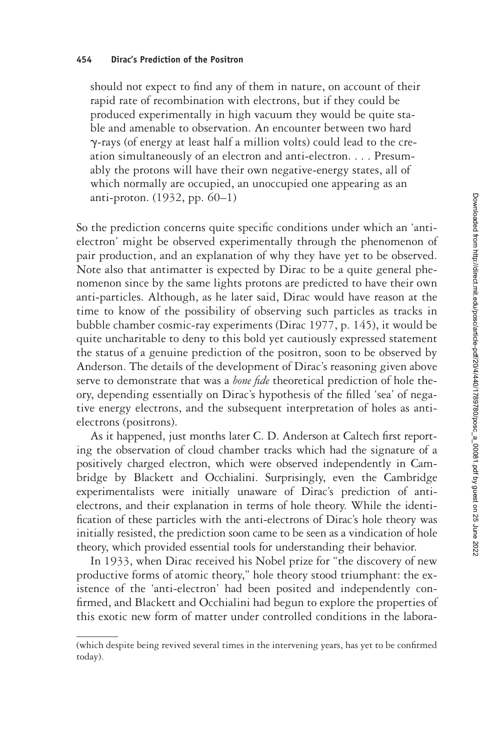should not expect to find any of them in nature, on account of their rapid rate of recombination with electrons, but if they could be produced experimentally in high vacuum they would be quite stable and amenable to observation. An encounter between two hard $\gamma$-rays (of energy at least half a million volts) could lead to the creation simultaneously of an electron and anti-electron. . . . Presumably the protons will have their own negative-energy states, all of which normally are occupied, an unoccupied one appearing as an anti-proton. (1932, pp. 60–1)

So the prediction concerns quite specific conditions under which an 'anti-electron' might be observed experimentally through the phenomenon of pair production, and an explanation of why they have yet to be observed. Note also that antimatter is expected by Dirac to be a quite general phenomenon since by the same lights protons are predicted to have their own anti-particles. Although, as he later said, Dirac would have reason at the time to know of the possibility of observing such particles as tracks in bubble chamber cosmic-ray experiments (Dirac 1977, p. 145), it would be quite uncharitable to deny to this bold yet cautiously expressed statement the status of a genuine prediction of the positron, soon to be observed by Anderson. The details of the development of Dirac's reasoning given above serve to demonstrate that was a *bone fide* theoretical prediction of hole theory, depending essentially on Dirac's hypothesis of the filled 'sea' of negative energy electrons, and the subsequent interpretation of holes as anti-electrons (positrons).

As it happened, just months later C. D. Anderson at Caltech first reporting the observation of cloud chamber tracks which had the signature of a positively charged electron, which were observed independently in Cambridge by Blackett and Occhialini. Surprisingly, even the Cambridge experimentalists were initially unaware of Dirac's prediction of anti-electrons, and their explanation in terms of hole theory. While the identification of these particles with the anti-electrons of Dirac's hole theory was initially resisted, the prediction soon came to be seen as a vindication of hole theory, which provided essential tools for understanding their behavior.

In 1933, when Dirac received his Nobel prize for "the discovery of new productive forms of atomic theory," hole theory stood triumphant: the existence of the 'anti-electron' had been posited and independently confirmed, and Blackett and Occhialini had begun to explore the properties of this exotic new form of matter under controlled conditions in the labora-

(which despite being revived several times in the intervening years, has yet to be confirmed today).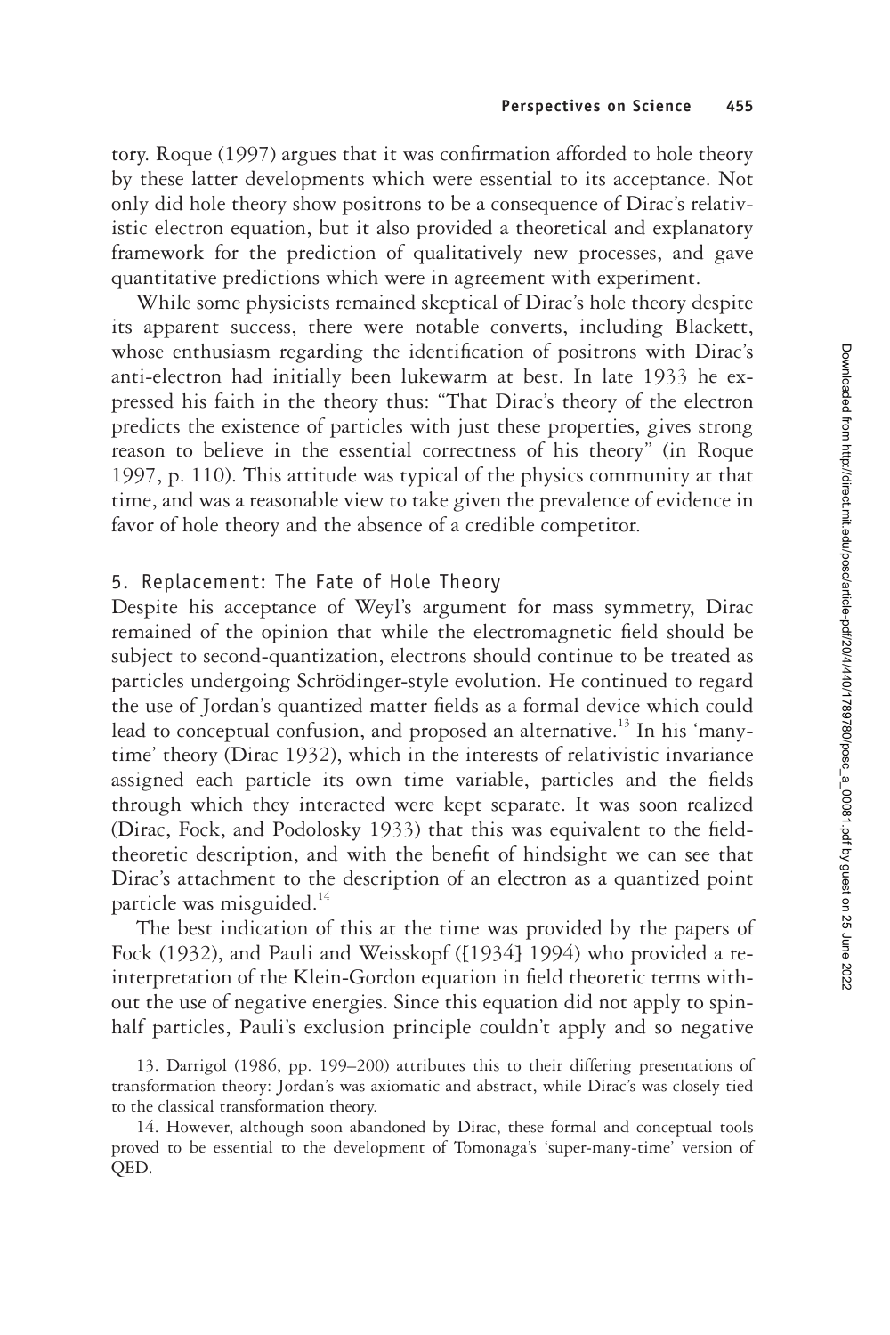tory. Roque (1997) argues that it was confirmation afforded to hole theory by these latter developments which were essential to its acceptance. Not only did hole theory show positrons to be a consequence of Dirac's relativistic electron equation, but it also provided a theoretical and explanatory framework for the prediction of qualitatively new processes, and gave quantitative predictions which were in agreement with experiment.

While some physicists remained skeptical of Dirac's hole theory despite its apparent success, there were notable converts, including Blackett, whose enthusiasm regarding the identification of positrons with Dirac's anti-electron had initially been lukewarm at best. In late 1933 he expressed his faith in the theory thus: "That Dirac's theory of the electron predicts the existence of particles with just these properties, gives strong reason to believe in the essential correctness of his theory" (in Roque 1997, p. 110). This attitude was typical of the physics community at that time, and was a reasonable view to take given the prevalence of evidence in favor of hole theory and the absence of a credible competitor.

## 5. Replacement: The Fate of Hole Theory

Despite his acceptance of Weyl's argument for mass symmetry, Dirac remained of the opinion that while the electromagnetic field should be subject to second-quantization, electrons should continue to be treated as particles undergoing Schrödinger-style evolution. He continued to regard the use of Jordan's quantized matter fields as a formal device which could lead to conceptual confusion, and proposed an alternative.[13] In his 'many-time' theory (Dirac 1932), which in the interests of relativistic invariance assigned each particle its own time variable, particles and the fields through which they interacted were kept separate. It was soon realized (Dirac, Fock, and Podolosky 1933) that this was equivalent to the field-theoretic description, and with the benefit of hindsight we can see that Dirac's attachment to the description of an electron as a quantized point particle was misguided.[14]

The best indication of this at the time was provided by the papers of Fock (1932), and Pauli and Weisskopf ([1934] 1994) who provided a re-interpretation of the Klein-Gordon equation in field theoretic terms without the use of negative energies. Since this equation did not apply to spin-half particles, Pauli's exclusion principle couldn't apply and so negative

13. Darrigol (1986, pp. 199–200) attributes this to their differing presentations of transformation theory: Jordan's was axiomatic and abstract, while Dirac's was closely tied to the classical transformation theory.

14. However, although soon abandoned by Dirac, these formal and conceptual tools proved to be essential to the development of Tomonaga's 'super-many-time' version of QED.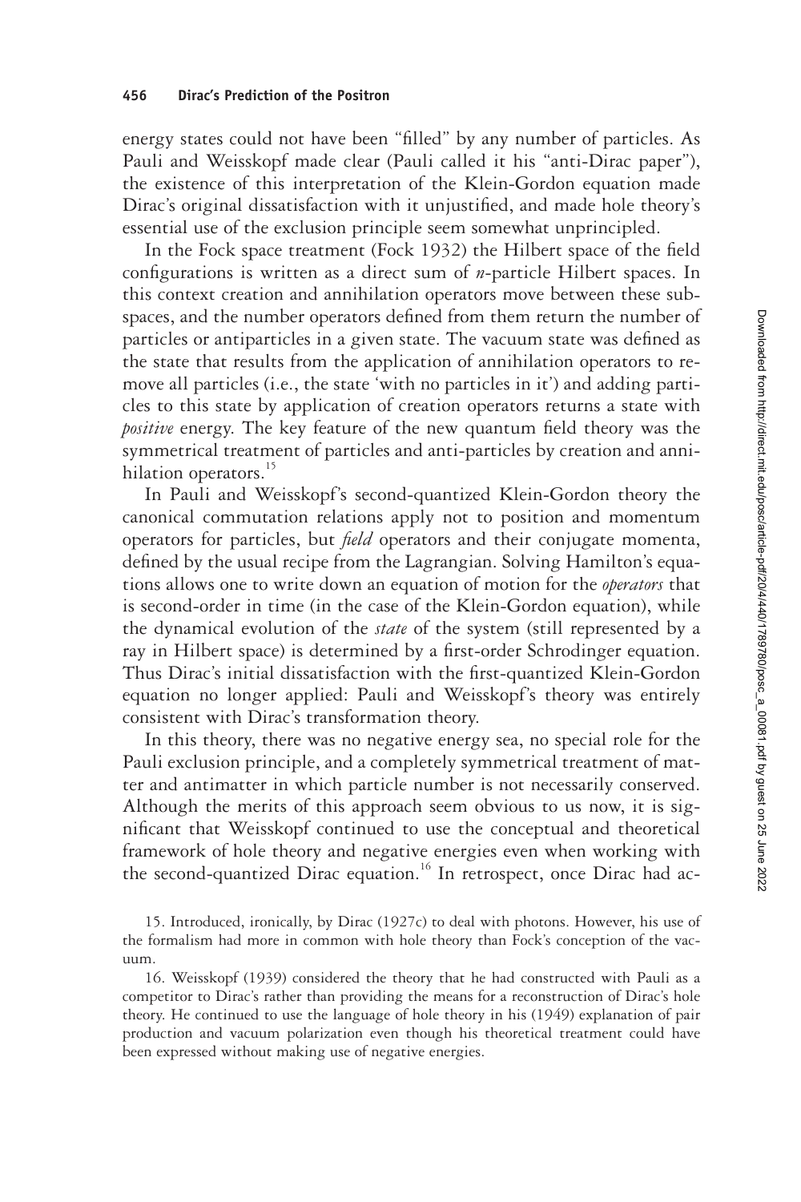energy states could not have been "filled" by any number of particles. As Pauli and Weisskopf made clear (Pauli called it his "anti-Dirac paper"), the existence of this interpretation of the Klein-Gordon equation made Dirac's original dissatisfaction with it unjustified, and made hole theory's essential use of the exclusion principle seem somewhat unprincipled.

In the Fock space treatment (Fock 1932) the Hilbert space of the field configurations is written as a direct sum of *n*-particle Hilbert spaces. In this context creation and annihilation operators move between these subspaces, and the number operators defined from them return the number of particles or antiparticles in a given state. The vacuum state was defined as the state that results from the application of annihilation operators to remove all particles (i.e., the state 'with no particles in it') and adding particles to this state by application of creation operators returns a state with *positive* energy. The key feature of the new quantum field theory was the symmetrical treatment of particles and anti-particles by creation and annihilation operators.[15]

In Pauli and Weisskopf's second-quantized Klein-Gordon theory the canonical commutation relations apply not to position and momentum operators for particles, but *field* operators and their conjugate momenta, defined by the usual recipe from the Lagrangian. Solving Hamilton's equations allows one to write down an equation of motion for the *operators* that is second-order in time (in the case of the Klein-Gordon equation), while the dynamical evolution of the *state* of the system (still represented by a ray in Hilbert space) is determined by a first-order Schrodinger equation. Thus Dirac's initial dissatisfaction with the first-quantized Klein-Gordon equation no longer applied: Pauli and Weisskopf's theory was entirely consistent with Dirac's transformation theory.

In this theory, there was no negative energy sea, no special role for the Pauli exclusion principle, and a completely symmetrical treatment of matter and antimatter in which particle number is not necessarily conserved. Although the merits of this approach seem obvious to us now, it is significant that Weisskopf continued to use the conceptual and theoretical framework of hole theory and negative energies even when working with the second-quantized Dirac equation.[16] In retrospect, once Dirac had ac-

15. Introduced, ironically, by Dirac (1927c) to deal with photons. However, his use of the formalism had more in common with hole theory than Fock's conception of the vacuum.

16. Weisskopf (1939) considered the theory that he had constructed with Pauli as a competitor to Dirac's rather than providing the means for a reconstruction of Dirac's hole theory. He continued to use the language of hole theory in his (1949) explanation of pair production and vacuum polarization even though his theoretical treatment could have been expressed without making use of negative energies.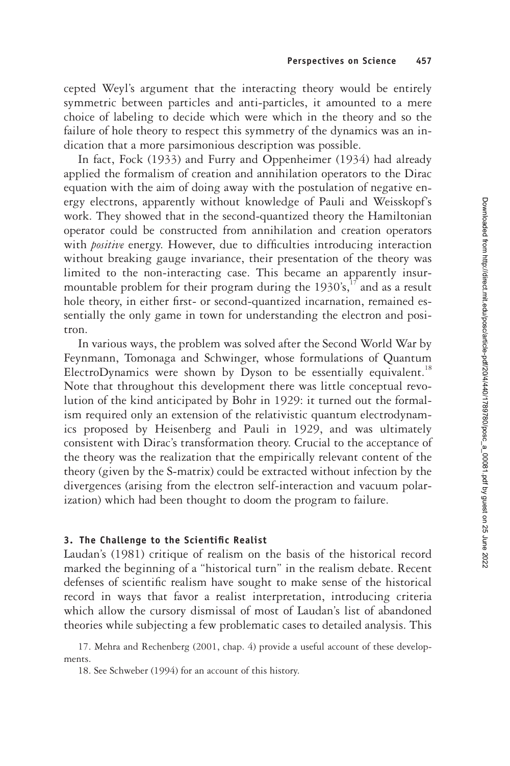cepted Weyl's argument that the interacting theory would be entirely symmetric between particles and anti-particles, it amounted to a mere choice of labeling to decide which were which in the theory and so the failure of hole theory to respect this symmetry of the dynamics was an indication that a more parsimonious description was possible.

In fact, Fock (1933) and Furry and Oppenheimer (1934) had already applied the formalism of creation and annihilation operators to the Dirac equation with the aim of doing away with the postulation of negative energy electrons, apparently without knowledge of Pauli and Weisskopf's work. They showed that in the second-quantized theory the Hamiltonian operator could be constructed from annihilation and creation operators with *positive* energy. However, due to difficulties introducing interaction without breaking gauge invariance, their presentation of the theory was limited to the non-interacting case. This became an apparently insurmountable problem for their program during the 1930's,[17] and as a result hole theory, in either first- or second-quantized incarnation, remained essentially the only game in town for understanding the electron and positron.

In various ways, the problem was solved after the Second World War by Feynmann, Tomonaga and Schwinger, whose formulations of Quantum ElectroDynamics were shown by Dyson to be essentially equivalent.[18] Note that throughout this development there was little conceptual revolution of the kind anticipated by Bohr in 1929: it turned out the formalism required only an extension of the relativistic quantum electrodynamics proposed by Heisenberg and Pauli in 1929, and was ultimately consistent with Dirac's transformation theory. Crucial to the acceptance of the theory was the realization that the empirically relevant content of the theory (given by the S-matrix) could be extracted without infection by the divergences (arising from the electron self-interaction and vacuum polarization) which had been thought to doom the program to failure.

## 3. The Challenge to the Scientific Realist

Laudan's (1981) critique of realism on the basis of the historical record marked the beginning of a "historical turn" in the realism debate. Recent defenses of scientific realism have sought to make sense of the historical record in ways that favor a realist interpretation, introducing criteria which allow the cursory dismissal of most of Laudan's list of abandoned theories while subjecting a few problematic cases to detailed analysis. This

17. Mehra and Rechenberg (2001, chap. 4) provide a useful account of these developments.

18. See Schweber (1994) for an account of this history.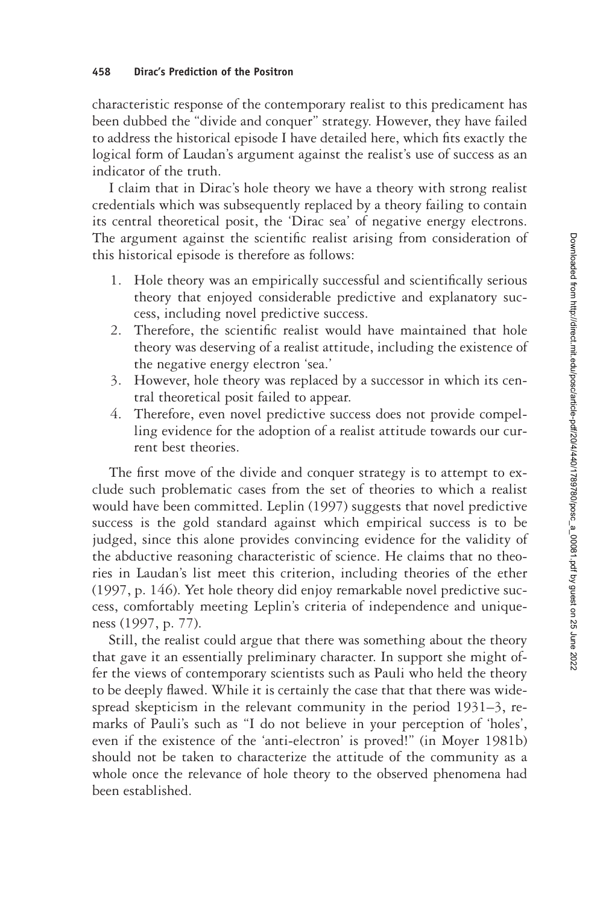characteristic response of the contemporary realist to this predicament has been dubbed the "divide and conquer" strategy. However, they have failed to address the historical episode I have detailed here, which fits exactly the logical form of Laudan's argument against the realist's use of success as an indicator of the truth.

I claim that in Dirac's hole theory we have a theory with strong realist credentials which was subsequently replaced by a theory failing to contain its central theoretical posit, the 'Dirac sea' of negative energy electrons. The argument against the scientific realist arising from consideration of this historical episode is therefore as follows:

1. Hole theory was an empirically successful and scientifically serious theory that enjoyed considerable predictive and explanatory success, including novel predictive success.
2. Therefore, the scientific realist would have maintained that hole theory was deserving of a realist attitude, including the existence of the negative energy electron 'sea.'
3. However, hole theory was replaced by a successor in which its central theoretical posit failed to appear.
4. Therefore, even novel predictive success does not provide compelling evidence for the adoption of a realist attitude towards our current best theories.

The first move of the divide and conquer strategy is to attempt to exclude such problematic cases from the set of theories to which a realist would have been committed. Leplin (1997) suggests that novel predictive success is the gold standard against which empirical success is to be judged, since this alone provides convincing evidence for the validity of the abductive reasoning characteristic of science. He claims that no theories in Laudan's list meet this criterion, including theories of the ether (1997, p. 146). Yet hole theory did enjoy remarkable novel predictive success, comfortably meeting Leplin's criteria of independence and uniqueness (1997, p. 77).

Still, the realist could argue that there was something about the theory that gave it an essentially preliminary character. In support she might offer the views of contemporary scientists such as Pauli who held the theory to be deeply flawed. While it is certainly the case that that there was widespread skepticism in the relevant community in the period 1931–3, remarks of Pauli's such as "I do not believe in your perception of 'holes', even if the existence of the 'anti-electron' is proved!" (in Moyer 1981b) should not be taken to characterize the attitude of the community as a whole once the relevance of hole theory to the observed phenomena had been established.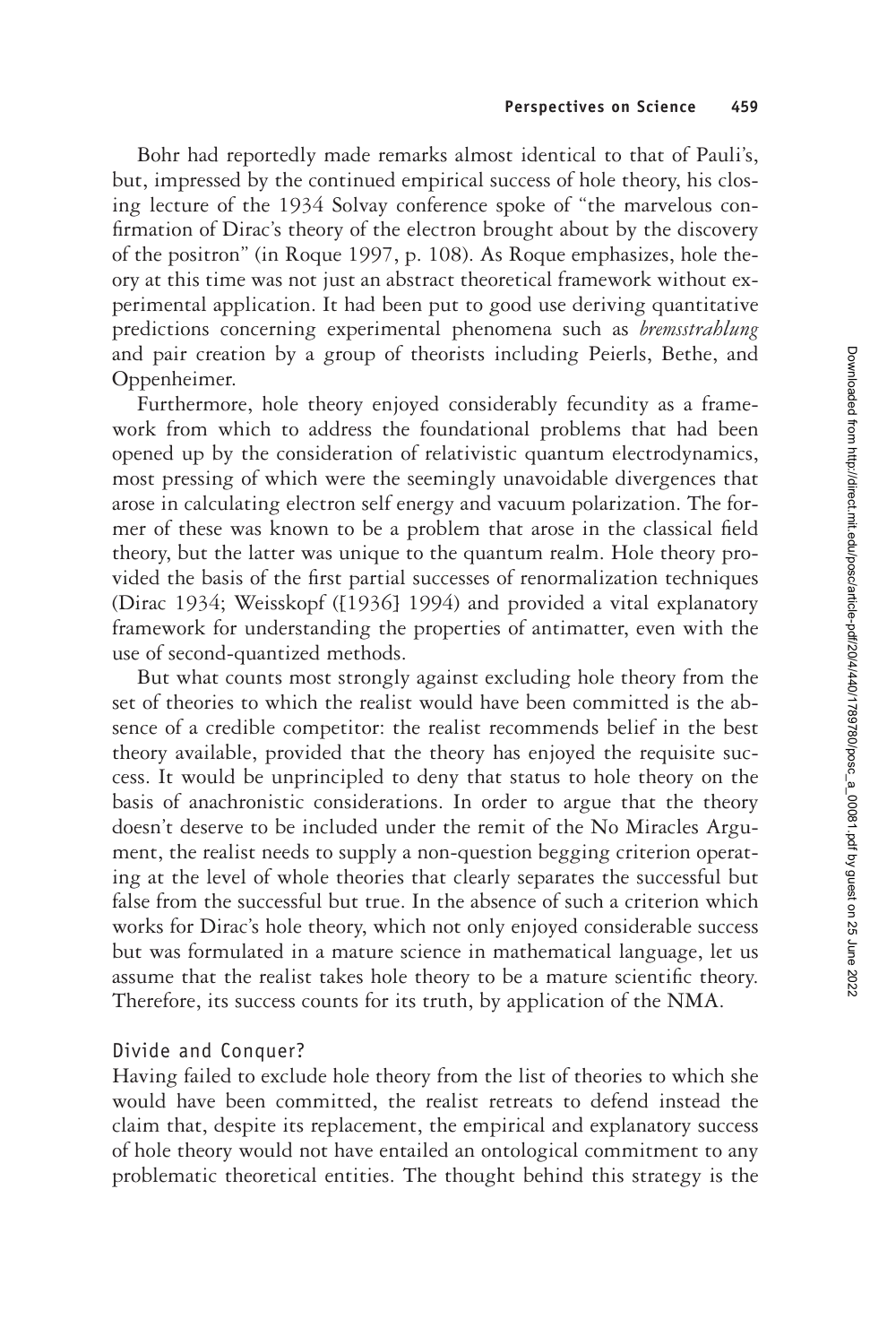Bohr had reportedly made remarks almost identical to that of Pauli's, but, impressed by the continued empirical success of hole theory, his closing lecture of the 1934 Solvay conference spoke of "the marvelous confirmation of Dirac's theory of the electron brought about by the discovery of the positron" (in Roque 1997, p. 108). As Roque emphasizes, hole theory at this time was not just an abstract theoretical framework without experimental application. It had been put to good use deriving quantitative predictions concerning experimental phenomena such as *bremsstrahlung* and pair creation by a group of theorists including Peierls, Bethe, and Oppenheimer.

Furthermore, hole theory enjoyed considerably fecundity as a framework from which to address the foundational problems that had been opened up by the consideration of relativistic quantum electrodynamics, most pressing of which were the seemingly unavoidable divergences that arose in calculating electron self energy and vacuum polarization. The former of these was known to be a problem that arose in the classical field theory, but the latter was unique to the quantum realm. Hole theory provided the basis of the first partial successes of renormalization techniques (Dirac 1934; Weisskopf ([1936] 1994) and provided a vital explanatory framework for understanding the properties of antimatter, even with the use of second-quantized methods.

But what counts most strongly against excluding hole theory from the set of theories to which the realist would have been committed is the absence of a credible competitor: the realist recommends belief in the best theory available, provided that the theory has enjoyed the requisite success. It would be unprincipled to deny that status to hole theory on the basis of anachronistic considerations. In order to argue that the theory doesn't deserve to be included under the remit of the No Miracles Argument, the realist needs to supply a non-question begging criterion operating at the level of whole theories that clearly separates the successful but false from the successful but true. In the absence of such a criterion which works for Dirac's hole theory, which not only enjoyed considerable success but was formulated in a mature science in mathematical language, let us assume that the realist takes hole theory to be a mature scientific theory. Therefore, its success counts for its truth, by application of the NMA.

## Divide and Conquer?

Having failed to exclude hole theory from the list of theories to which she would have been committed, the realist retreats to defend instead the claim that, despite its replacement, the empirical and explanatory success of hole theory would not have entailed an ontological commitment to any problematic theoretical entities. The thought behind this strategy is the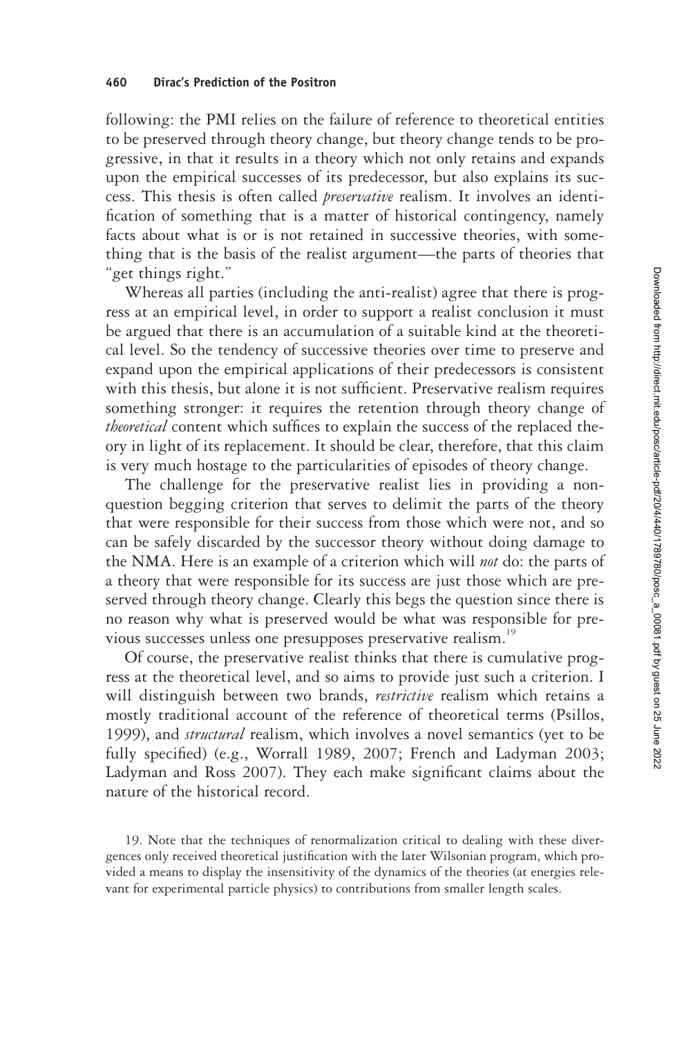following: the PMI relies on the failure of reference to theoretical entities to be preserved through theory change, but theory change tends to be progressive, in that it results in a theory which not only retains and expands upon the empirical successes of its predecessor, but also explains its success. This thesis is often called *preservative* realism. It involves an identification of something that is a matter of historical contingency, namely facts about what is or is not retained in successive theories, with something that is the basis of the realist argument—the parts of theories that "get things right."

Whereas all parties (including the anti-realist) agree that there is progress at an empirical level, in order to support a realist conclusion it must be argued that there is an accumulation of a suitable kind at the theoretical level. So the tendency of successive theories over time to preserve and expand upon the empirical applications of their predecessors is consistent with this thesis, but alone it is not sufficient. Preservative realism requires something stronger: it requires the retention through theory change of *theoretical* content which suffices to explain the success of the replaced theory in light of its replacement. It should be clear, therefore, that this claim is very much hostage to the particularities of episodes of theory change.

The challenge for the preservative realist lies in providing a non-question begging criterion that serves to delimit the parts of the theory that were responsible for their success from those which were not, and so can be safely discarded by the successor theory without doing damage to the NMA. Here is an example of a criterion which will *not* do: the parts of a theory that were responsible for its success are just those which are preserved through theory change. Clearly this begs the question since there is no reason why what is preserved would be what was responsible for previous successes unless one presupposes preservative realism.[19]

Of course, the preservative realist thinks that there is cumulative progress at the theoretical level, and so aims to provide just such a criterion. I will distinguish between two brands, *restrictive* realism which retains a mostly traditional account of the reference of theoretical terms (Psillos, 1999), and *structural* realism, which involves a novel semantics (yet to be fully specified) (e.g., Worrall 1989, 2007; French and Ladyman 2003; Ladyman and Ross 2007). They each make significant claims about the nature of the historical record.

19. Note that the techniques of renormalization critical to dealing with these divergences only received theoretical justification with the later Wilsonian program, which provided a means to display the insensitivity of the dynamics of the theories (at energies relevant for experimental particle physics) to contributions from smaller length scales.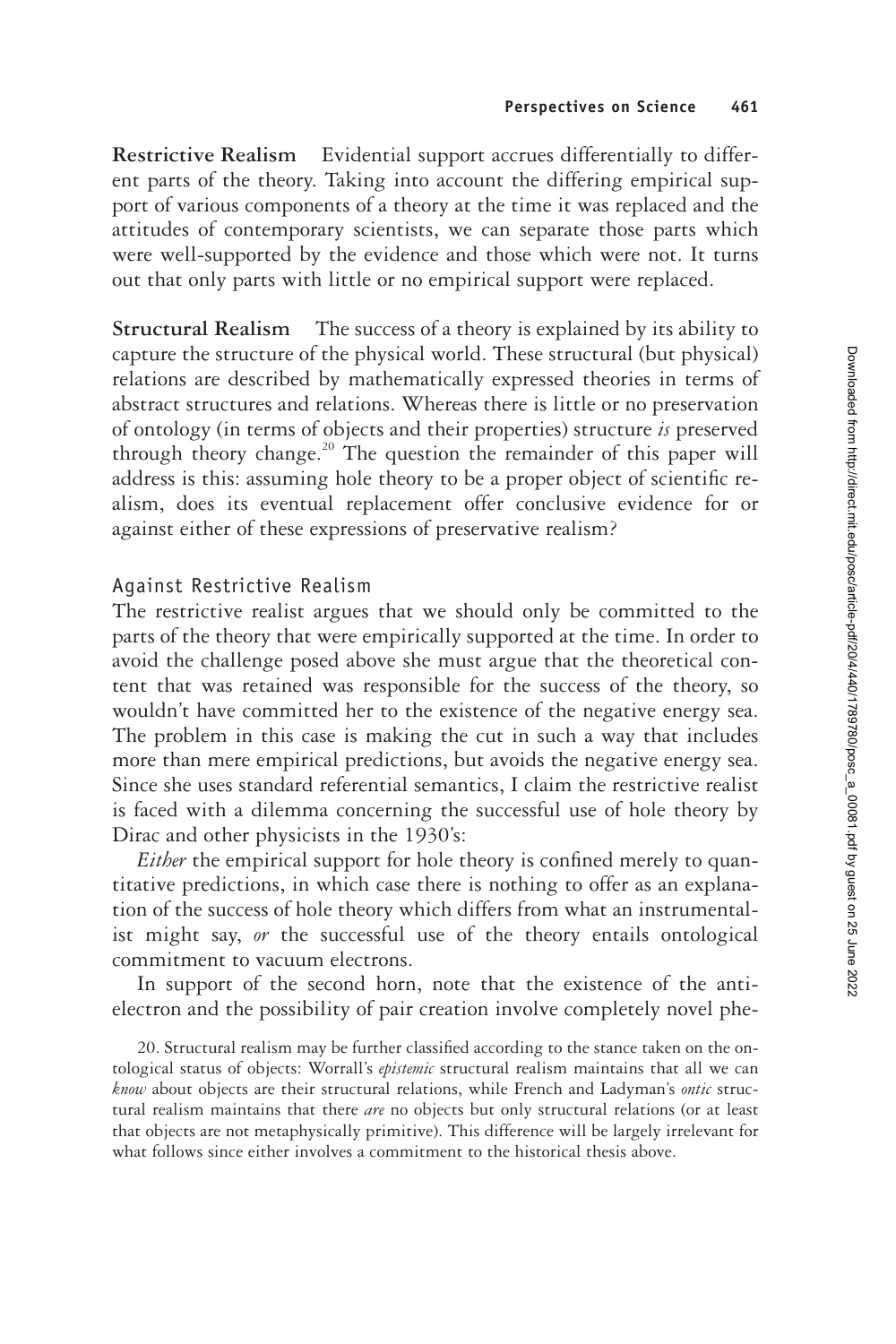**Restrictive Realism** Evidential support accrues differentially to different parts of the theory. Taking into account the differing empirical support of various components of a theory at the time it was replaced and the attitudes of contemporary scientists, we can separate those parts which were well-supported by the evidence and those which were not. It turns out that only parts with little or no empirical support were replaced.

**Structural Realism** The success of a theory is explained by its ability to capture the structure of the physical world. These structural (but physical) relations are described by mathematically expressed theories in terms of abstract structures and relations. Whereas there is little or no preservation of ontology (in terms of objects and their properties) structure *is* preserved through theory change.[20] The question the remainder of this paper will address is this: assuming hole theory to be a proper object of scientific realism, does its eventual replacement offer conclusive evidence for or against either of these expressions of preservative realism?

## Against Restrictive Realism

The restrictive realist argues that we should only be committed to the parts of the theory that were empirically supported at the time. In order to avoid the challenge posed above she must argue that the theoretical content that was retained was responsible for the success of the theory, so wouldn't have committed her to the existence of the negative energy sea. The problem in this case is making the cut in such a way that includes more than mere empirical predictions, but avoids the negative energy sea. Since she uses standard referential semantics, I claim the restrictive realist is faced with a dilemma concerning the successful use of hole theory by Dirac and other physicists in the 1930's:

*Either* the empirical support for hole theory is confined merely to quantitative predictions, in which case there is nothing to offer as an explanation of the success of hole theory which differs from what an instrumentalist might say, *or* the successful use of the theory entails ontological commitment to vacuum electrons.

In support of the second horn, note that the existence of the anti-electron and the possibility of pair creation involve completely novel phe-

20. Structural realism may be further classified according to the stance taken on the ontological status of objects: Worrall's *epistemic* structural realism maintains that all we can *know* about objects are their structural relations, while French and Ladyman's *ontic* structural realism maintains that there *are* no objects but only structural relations (or at least that objects are not metaphysically primitive). This difference will be largely irrelevant for what follows since either involves a commitment to the historical thesis above.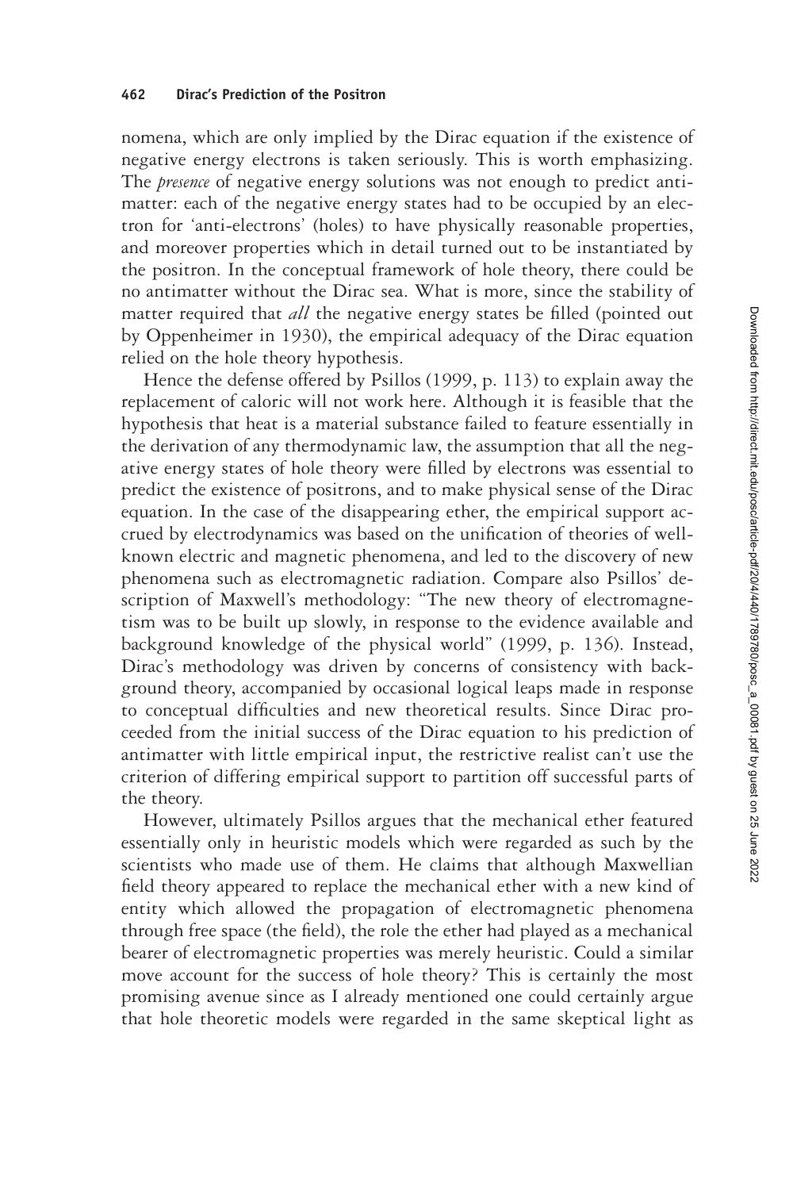nomena, which are only implied by the Dirac equation if the existence of negative energy electrons is taken seriously. This is worth emphasizing. The *presence* of negative energy solutions was not enough to predict antimatter: each of the negative energy states had to be occupied by an electron for 'anti-electrons' (holes) to have physically reasonable properties, and moreover properties which in detail turned out to be instantiated by the positron. In the conceptual framework of hole theory, there could be no antimatter without the Dirac sea. What is more, since the stability of matter required that *all* the negative energy states be filled (pointed out by Oppenheimer in 1930), the empirical adequacy of the Dirac equation relied on the hole theory hypothesis.

Hence the defense offered by Psillos (1999, p. 113) to explain away the replacement of caloric will not work here. Although it is feasible that the hypothesis that heat is a material substance failed to feature essentially in the derivation of any thermodynamic law, the assumption that all the negative energy states of hole theory were filled by electrons was essential to predict the existence of positrons, and to make physical sense of the Dirac equation. In the case of the disappearing ether, the empirical support accrued by electrodynamics was based on the unification of theories of well-known electric and magnetic phenomena, and led to the discovery of new phenomena such as electromagnetic radiation. Compare also Psillos' description of Maxwell's methodology: "The new theory of electromagnetism was to be built up slowly, in response to the evidence available and background knowledge of the physical world" (1999, p. 136). Instead, Dirac's methodology was driven by concerns of consistency with background theory, accompanied by occasional logical leaps made in response to conceptual difficulties and new theoretical results. Since Dirac proceeded from the initial success of the Dirac equation to his prediction of antimatter with little empirical input, the restrictive realist can't use the criterion of differing empirical support to partition off successful parts of the theory.

However, ultimately Psillos argues that the mechanical ether featured essentially only in heuristic models which were regarded as such by the scientists who made use of them. He claims that although Maxwellian field theory appeared to replace the mechanical ether with a new kind of entity which allowed the propagation of electromagnetic phenomena through free space (the field), the role the ether had played as a mechanical bearer of electromagnetic properties was merely heuristic. Could a similar move account for the success of hole theory? This is certainly the most promising avenue since as I already mentioned one could certainly argue that hole theoretic models were regarded in the same skeptical light as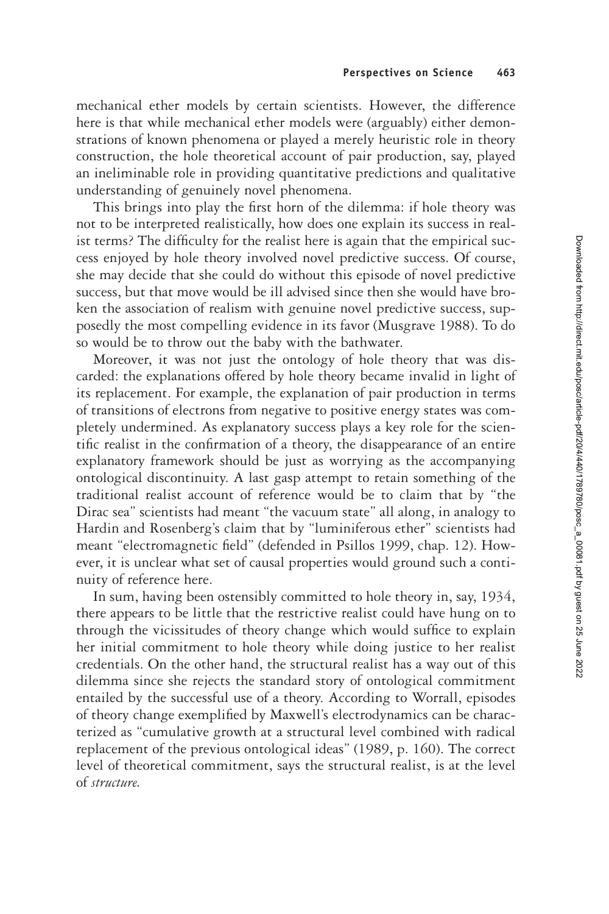mechanical ether models by certain scientists. However, the difference here is that while mechanical ether models were (arguably) either demonstrations of known phenomena or played a merely heuristic role in theory construction, the hole theoretical account of pair production, say, played an ineliminable role in providing quantitative predictions and qualitative understanding of genuinely novel phenomena.

This brings into play the first horn of the dilemma: if hole theory was not to be interpreted realistically, how does one explain its success in realist terms? The difficulty for the realist here is again that the empirical success enjoyed by hole theory involved novel predictive success. Of course, she may decide that she could do without this episode of novel predictive success, but that move would be ill advised since then she would have broken the association of realism with genuine novel predictive success, supposedly the most compelling evidence in its favor (Musgrave 1988). To do so would be to throw out the baby with the bathwater.

Moreover, it was not just the ontology of hole theory that was discarded: the explanations offered by hole theory became invalid in light of its replacement. For example, the explanation of pair production in terms of transitions of electrons from negative to positive energy states was completely undermined. As explanatory success plays a key role for the scientific realist in the confirmation of a theory, the disappearance of an entire explanatory framework should be just as worrying as the accompanying ontological discontinuity. A last gasp attempt to retain something of the traditional realist account of reference would be to claim that by "the Dirac sea" scientists had meant "the vacuum state" all along, in analogy to Hardin and Rosenberg's claim that by "luminiferous ether" scientists had meant "electromagnetic field" (defended in Psillos 1999, chap. 12). However, it is unclear what set of causal properties would ground such a continuity of reference here.

In sum, having been ostensibly committed to hole theory in, say, 1934, there appears to be little that the restrictive realist could have hung on to through the vicissitudes of theory change which would suffice to explain her initial commitment to hole theory while doing justice to her realist credentials. On the other hand, the structural realist has a way out of this dilemma since she rejects the standard story of ontological commitment entailed by the successful use of a theory. According to Worrall, episodes of theory change exemplified by Maxwell's electrodynamics can be characterized as "cumulative growth at a structural level combined with radical replacement of the previous ontological ideas" (1989, p. 160). The correct level of theoretical commitment, says the structural realist, is at the level of *structure.*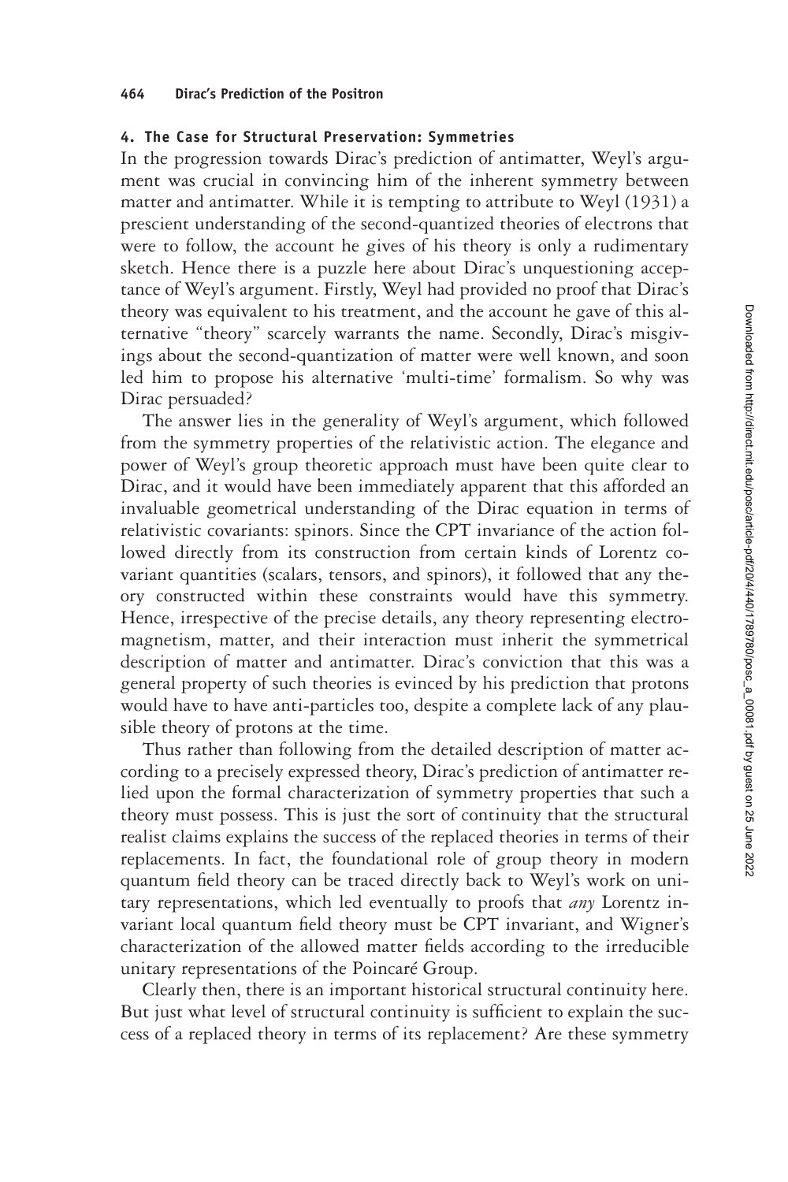### 4. The Case for Structural Preservation: Symmetries

In the progression towards Dirac's prediction of antimatter, Weyl's argument was crucial in convincing him of the inherent symmetry between matter and antimatter. While it is tempting to attribute to Weyl (1931) a prescient understanding of the second-quantized theories of electrons that were to follow, the account he gives of his theory is only a rudimentary sketch. Hence there is a puzzle here about Dirac's unquestioning acceptance of Weyl's argument. Firstly, Weyl had provided no proof that Dirac's theory was equivalent to his treatment, and the account he gave of this alternative "theory" scarcely warrants the name. Secondly, Dirac's misgivings about the second-quantization of matter were well known, and soon led him to propose his alternative 'multi-time' formalism. So why was Dirac persuaded?

The answer lies in the generality of Weyl's argument, which followed from the symmetry properties of the relativistic action. The elegance and power of Weyl's group theoretic approach must have been quite clear to Dirac, and it would have been immediately apparent that this afforded an invaluable geometrical understanding of the Dirac equation in terms of relativistic covariants: spinors. Since the CPT invariance of the action followed directly from its construction from certain kinds of Lorentz covariant quantities (scalars, tensors, and spinors), it followed that any theory constructed within these constraints would have this symmetry. Hence, irrespective of the precise details, any theory representing electromagnetism, matter, and their interaction must inherit the symmetrical description of matter and antimatter. Dirac's conviction that this was a general property of such theories is evinced by his prediction that protons would have to have anti-particles too, despite a complete lack of any plausible theory of protons at the time.

Thus rather than following from the detailed description of matter according to a precisely expressed theory, Dirac's prediction of antimatter relied upon the formal characterization of symmetry properties that such a theory must possess. This is just the sort of continuity that the structural realist claims explains the success of the replaced theories in terms of their replacements. In fact, the foundational role of group theory in modern quantum field theory can be traced directly back to Weyl's work on unitary representations, which led eventually to proofs that *any* Lorentz invariant local quantum field theory must be CPT invariant, and Wigner's characterization of the allowed matter fields according to the irreducible unitary representations of the Poincaré Group.

Clearly then, there is an important historical structural continuity here. But just what level of structural continuity is sufficient to explain the success of a replaced theory in terms of its replacement? Are these symmetry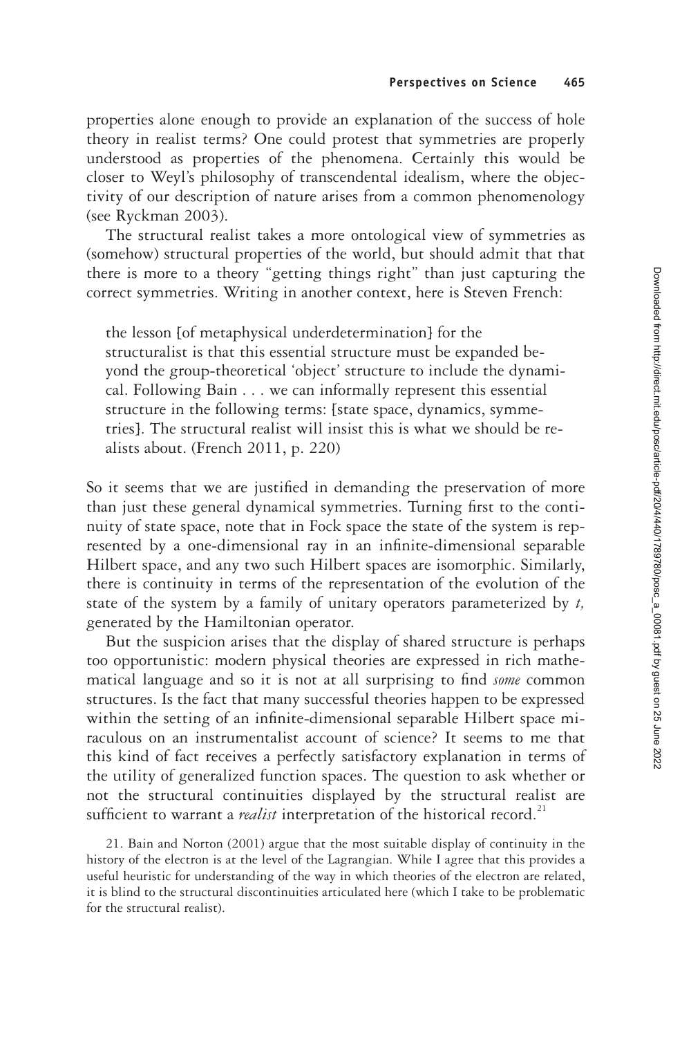properties alone enough to provide an explanation of the success of hole theory in realist terms? One could protest that symmetries are properly understood as properties of the phenomena. Certainly this would be closer to Weyl's philosophy of transcendental idealism, where the objectivity of our description of nature arises from a common phenomenology (see Ryckman 2003).

The structural realist takes a more ontological view of symmetries as (somehow) structural properties of the world, but should admit that that there is more to a theory "getting things right" than just capturing the correct symmetries. Writing in another context, here is Steven French:

> the lesson [of metaphysical underdetermination] for the structuralist is that this essential structure must be expanded beyond the group-theoretical 'object' structure to include the dynamical. Following Bain . . . we can informally represent this essential structure in the following terms: [state space, dynamics, symmetries]. The structural realist will insist this is what we should be realists about. (French 2011, p. 220)

So it seems that we are justified in demanding the preservation of more than just these general dynamical symmetries. Turning first to the continuity of state space, note that in Fock space the state of the system is represented by a one-dimensional ray in an infinite-dimensional separable Hilbert space, and any two such Hilbert spaces are isomorphic. Similarly, there is continuity in terms of the representation of the evolution of the state of the system by a family of unitary operators parameterized by $t$, generated by the Hamiltonian operator.

But the suspicion arises that the display of shared structure is perhaps too opportunistic: modern physical theories are expressed in rich mathematical language and so it is not at all surprising to find *some* common structures. Is the fact that many successful theories happen to be expressed within the setting of an infinite-dimensional separable Hilbert space miraculous on an instrumentalist account of science? It seems to me that this kind of fact receives a perfectly satisfactory explanation in terms of the utility of generalized function spaces. The question to ask whether or not the structural continuities displayed by the structural realist are sufficient to warrant a *realist* interpretation of the historical record.[21]

21. Bain and Norton (2001) argue that the most suitable display of continuity in the history of the electron is at the level of the Lagrangian. While I agree that this provides a useful heuristic for understanding of the way in which theories of the electron are related, it is blind to the structural discontinuities articulated here (which I take to be problematic for the structural realist).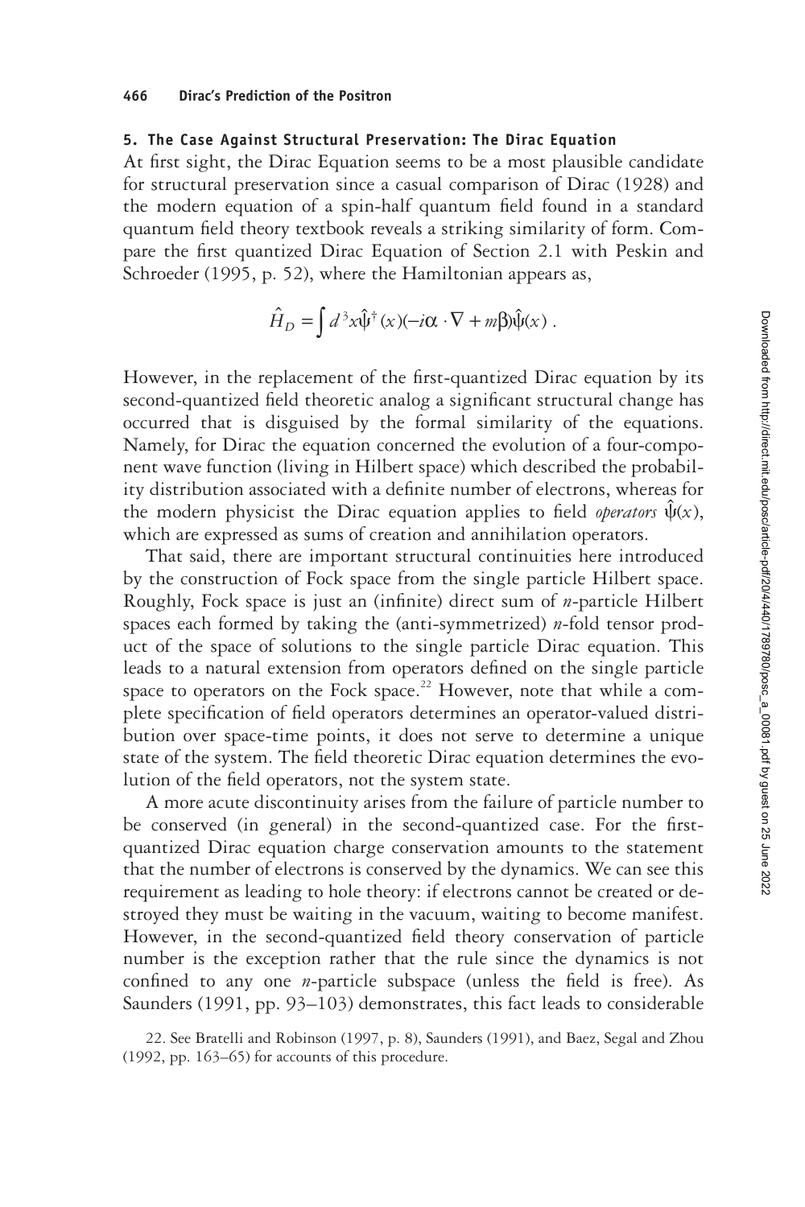## 5. The Case Against Structural Preservation: The Dirac Equation

At first sight, the Dirac Equation seems to be a most plausible candidate for structural preservation since a casual comparison of Dirac (1928) and the modern equation of a spin-half quantum field found in a standard quantum field theory textbook reveals a striking similarity of form. Compare the first quantized Dirac Equation of Section 2.1 with Peskin and Schroeder (1995, p. 52), where the Hamiltonian appears as,

$$\hat{H}_D = \int d^3x \hat{\psi}^\dagger(x)(-i\alpha \cdot \nabla + m\beta)\hat{\psi}(x) \; .$$

However, in the replacement of the first-quantized Dirac equation by its second-quantized field theoretic analog a significant structural change has occurred that is disguised by the formal similarity of the equations. Namely, for Dirac the equation concerned the evolution of a four-component wave function (living in Hilbert space) which described the probability distribution associated with a definite number of electrons, whereas for the modern physicist the Dirac equation applies to field *operators* $\hat{\psi}(x)$, which are expressed as sums of creation and annihilation operators.

That said, there are important structural continuities here introduced by the construction of Fock space from the single particle Hilbert space. Roughly, Fock space is just an (infinite) direct sum of $n$-particle Hilbert spaces each formed by taking the (anti-symmetrized) $n$-fold tensor product of the space of solutions to the single particle Dirac equation. This leads to a natural extension from operators defined on the single particle space to operators on the Fock space.[22] However, note that while a complete specification of field operators determines an operator-valued distribution over space-time points, it does not serve to determine a unique state of the system. The field theoretic Dirac equation determines the evolution of the field operators, not the system state.

A more acute discontinuity arises from the failure of particle number to be conserved (in general) in the second-quantized case. For the first-quantized Dirac equation charge conservation amounts to the statement that the number of electrons is conserved by the dynamics. We can see this requirement as leading to hole theory: if electrons cannot be created or destroyed they must be waiting in the vacuum, waiting to become manifest. However, in the second-quantized field theory conservation of particle number is the exception rather that the rule since the dynamics is not confined to any one $n$-particle subspace (unless the field is free). As Saunders (1991, pp. 93–103) demonstrates, this fact leads to considerable

22. See Bratelli and Robinson (1997, p. 8), Saunders (1991), and Baez, Segal and Zhou (1992, pp. 163–65) for accounts of this procedure.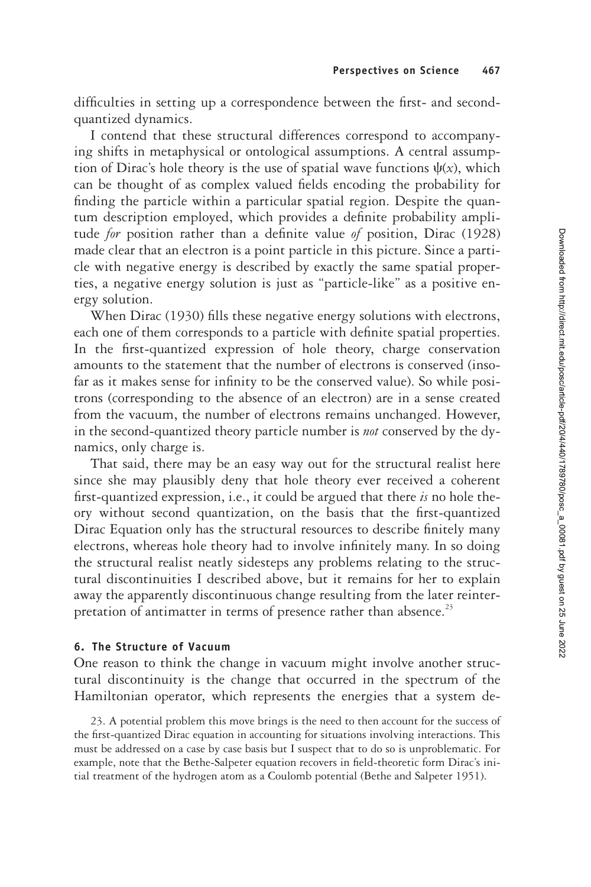difficulties in setting up a correspondence between the first- and second-quantized dynamics.

I contend that these structural differences correspond to accompanying shifts in metaphysical or ontological assumptions. A central assumption of Dirac's hole theory is the use of spatial wave functions $\psi(x)$, which can be thought of as complex valued fields encoding the probability for finding the particle within a particular spatial region. Despite the quantum description employed, which provides a definite probability amplitude *for* position rather than a definite value *of* position, Dirac (1928) made clear that an electron is a point particle in this picture. Since a particle with negative energy is described by exactly the same spatial properties, a negative energy solution is just as "particle-like" as a positive energy solution.

When Dirac (1930) fills these negative energy solutions with electrons, each one of them corresponds to a particle with definite spatial properties. In the first-quantized expression of hole theory, charge conservation amounts to the statement that the number of electrons is conserved (insofar as it makes sense for infinity to be the conserved value). So while positrons (corresponding to the absence of an electron) are in a sense created from the vacuum, the number of electrons remains unchanged. However, in the second-quantized theory particle number is *not* conserved by the dynamics, only charge is.

That said, there may be an easy way out for the structural realist here since she may plausibly deny that hole theory ever received a coherent first-quantized expression, i.e., it could be argued that there *is* no hole theory without second quantization, on the basis that the first-quantized Dirac Equation only has the structural resources to describe finitely many electrons, whereas hole theory had to involve infinitely many. In so doing the structural realist neatly sidesteps any problems relating to the structural discontinuities I described above, but it remains for her to explain away the apparently discontinuous change resulting from the later reinterpretation of antimatter in terms of presence rather than absence.[23]

## 6. The Structure of Vacuum

One reason to think the change in vacuum might involve another structural discontinuity is the change that occurred in the spectrum of the Hamiltonian operator, which represents the energies that a system de-

23. A potential problem this move brings is the need to then account for the success of the first-quantized Dirac equation in accounting for situations involving interactions. This must be addressed on a case by case basis but I suspect that to do so is unproblematic. For example, note that the Bethe-Salpeter equation recovers in field-theoretic form Dirac's initial treatment of the hydrogen atom as a Coulomb potential (Bethe and Salpeter 1951).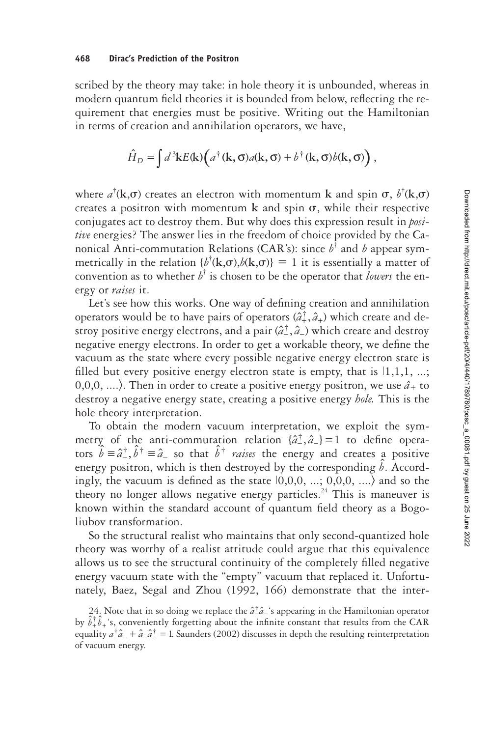scribed by the theory may take: in hole theory it is unbounded, whereas in modern quantum field theories it is bounded from below, reflecting the requirement that energies must be positive. Writing out the Hamiltonian in terms of creation and annihilation operators, we have,

$$\hat{H}_D = \int d^3\mathbf{k} E(\mathbf{k}) \Big( a^\dagger(\mathbf{k},\sigma) a(\mathbf{k},\sigma) + b^\dagger(\mathbf{k},\sigma) b(\mathbf{k},\sigma) \Big) ,$$

where $a^\dagger(\mathbf{k},\sigma)$ creates an electron with momentum $\mathbf{k}$ and spin $\sigma$, $b^\dagger(\mathbf{k},\sigma)$ creates a positron with momentum $\mathbf{k}$ and spin $\sigma$, while their respective conjugates act to destroy them. But why does this expression result in *positive* energies? The answer lies in the freedom of choice provided by the Canonical Anti-commutation Relations (CAR's): since $b^\dagger$ and $b$ appear symmetrically in the relation $\{b^\dagger(\mathbf{k},\sigma), b(\mathbf{k},\sigma)\} = 1$ it is essentially a matter of convention as to whether $b^\dagger$ is chosen to be the operator that *lowers* the energy or *raises* it.

Let's see how this works. One way of defining creation and annihilation operators would be to have pairs of operators $(\hat{a}_+^\dagger, \hat{a}_+)$ which create and destroy positive energy electrons, and a pair $(\hat{a}_-^\dagger, \hat{a}_-)$ which create and destroy negative energy electrons. In order to get a workable theory, we define the vacuum as the state where every possible negative energy electron state is filled but every positive energy electron state is empty, that is $|1,1,1, \ldots; 0,0,0, \ldots\rangle$. Then in order to create a positive energy positron, we use $\hat{a}_+$ to destroy a negative energy state, creating a positive energy *hole.* This is the hole theory interpretation.

To obtain the modern vacuum interpretation, we exploit the symmetry of the anti-commutation relation $\{\hat{a}_-^\dagger, \hat{a}_-\} = 1$ to define operators $\hat{b} \equiv \hat{a}_-^\dagger, \hat{b}^\dagger \equiv \hat{a}_-$ so that $\hat{b}^\dagger$ *raises* the energy and creates a positive energy positron, which is then destroyed by the corresponding $\hat{b}$. Accordingly, the vacuum is defined as the state $|0,0,0, \ldots; 0,0,0, \ldots\rangle$ and so the theory no longer allows negative energy particles.[24] This is maneuver is known within the standard account of quantum field theory as a Bogoliubov transformation.

So the structural realist who maintains that only second-quantized hole theory was worthy of a realist attitude could argue that this equivalence allows us to see the structural continuity of the completely filled negative energy vacuum state with the "empty" vacuum that replaced it. Unfortunately, Baez, Segal and Zhou (1992, 166) demonstrate that the inter-

24. Note that in so doing we replace the $\hat{a}_-^\dagger \hat{a}_-$'s appearing in the Hamiltonian operator by $\hat{b}_+^\dagger \hat{b}_+$'s, conveniently forgetting about the infinite constant that results from the CAR equality $a_-^\dagger \hat{a}_- + \hat{a}_- \hat{a}_-^\dagger = 1$. Saunders (2002) discusses in depth the resulting reinterpretation of vacuum energy.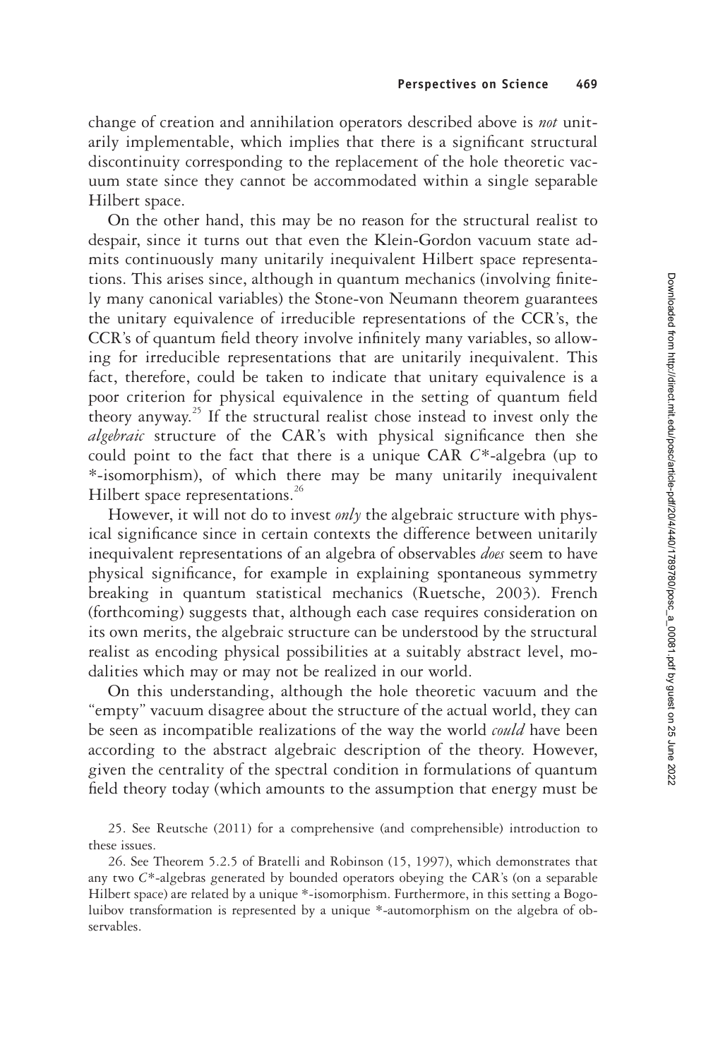change of creation and annihilation operators described above is *not* unitarily implementable, which implies that there is a significant structural discontinuity corresponding to the replacement of the hole theoretic vacuum state since they cannot be accommodated within a single separable Hilbert space.

On the other hand, this may be no reason for the structural realist to despair, since it turns out that even the Klein-Gordon vacuum state admits continuously many unitarily inequivalent Hilbert space representations. This arises since, although in quantum mechanics (involving finitely many canonical variables) the Stone-von Neumann theorem guarantees the unitary equivalence of irreducible representations of the CCR's, the CCR's of quantum field theory involve infinitely many variables, so allowing for irreducible representations that are unitarily inequivalent. This fact, therefore, could be taken to indicate that unitary equivalence is a poor criterion for physical equivalence in the setting of quantum field theory anyway.[25] If the structural realist chose instead to invest only the *algebraic* structure of the CAR's with physical significance then she could point to the fact that there is a unique CAR $C^*$-algebra (up to *-isomorphism), of which there may be many unitarily inequivalent Hilbert space representations.[26]

However, it will not do to invest *only* the algebraic structure with physical significance since in certain contexts the difference between unitarily inequivalent representations of an algebra of observables *does* seem to have physical significance, for example in explaining spontaneous symmetry breaking in quantum statistical mechanics (Ruetsche, 2003). French (forthcoming) suggests that, although each case requires consideration on its own merits, the algebraic structure can be understood by the structural realist as encoding physical possibilities at a suitably abstract level, modalities which may or may not be realized in our world.

On this understanding, although the hole theoretic vacuum and the "empty" vacuum disagree about the structure of the actual world, they can be seen as incompatible realizations of the way the world *could* have been according to the abstract algebraic description of the theory. However, given the centrality of the spectral condition in formulations of quantum field theory today (which amounts to the assumption that energy must be

25. See Reutsche (2011) for a comprehensive (and comprehensible) introduction to these issues.

26. See Theorem 5.2.5 of Bratelli and Robinson (15, 1997), which demonstrates that any two $C^*$-algebras generated by bounded operators obeying the CAR's (on a separable Hilbert space) are related by a unique *-isomorphism. Furthermore, in this setting a Bogoluibov transformation is represented by a unique *-automorphism on the algebra of observables.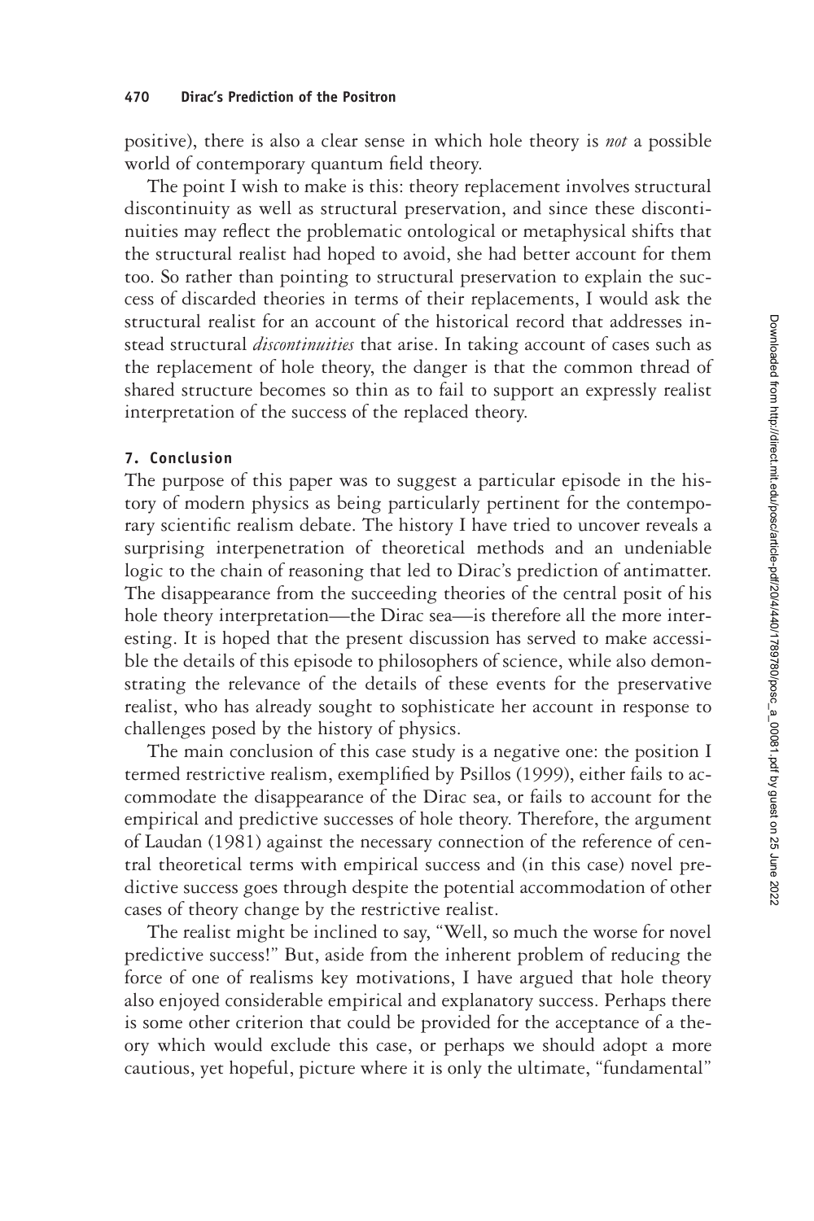positive), there is also a clear sense in which hole theory is *not* a possible world of contemporary quantum field theory.

The point I wish to make is this: theory replacement involves structural discontinuity as well as structural preservation, and since these discontinuities may reflect the problematic ontological or metaphysical shifts that the structural realist had hoped to avoid, she had better account for them too. So rather than pointing to structural preservation to explain the success of discarded theories in terms of their replacements, I would ask the structural realist for an account of the historical record that addresses instead structural *discontinuities* that arise. In taking account of cases such as the replacement of hole theory, the danger is that the common thread of shared structure becomes so thin as to fail to support an expressly realist interpretation of the success of the replaced theory.

## 7. Conclusion

The purpose of this paper was to suggest a particular episode in the history of modern physics as being particularly pertinent for the contemporary scientific realism debate. The history I have tried to uncover reveals a surprising interpenetration of theoretical methods and an undeniable logic to the chain of reasoning that led to Dirac's prediction of antimatter. The disappearance from the succeeding theories of the central posit of his hole theory interpretation—the Dirac sea—is therefore all the more interesting. It is hoped that the present discussion has served to make accessible the details of this episode to philosophers of science, while also demonstrating the relevance of the details of these events for the preservative realist, who has already sought to sophisticate her account in response to challenges posed by the history of physics.

The main conclusion of this case study is a negative one: the position I termed restrictive realism, exemplified by Psillos (1999), either fails to accommodate the disappearance of the Dirac sea, or fails to account for the empirical and predictive successes of hole theory. Therefore, the argument of Laudan (1981) against the necessary connection of the reference of central theoretical terms with empirical success and (in this case) novel predictive success goes through despite the potential accommodation of other cases of theory change by the restrictive realist.

The realist might be inclined to say, "Well, so much the worse for novel predictive success!" But, aside from the inherent problem of reducing the force of one of realisms key motivations, I have argued that hole theory also enjoyed considerable empirical and explanatory success. Perhaps there is some other criterion that could be provided for the acceptance of a theory which would exclude this case, or perhaps we should adopt a more cautious, yet hopeful, picture where it is only the ultimate, "fundamental"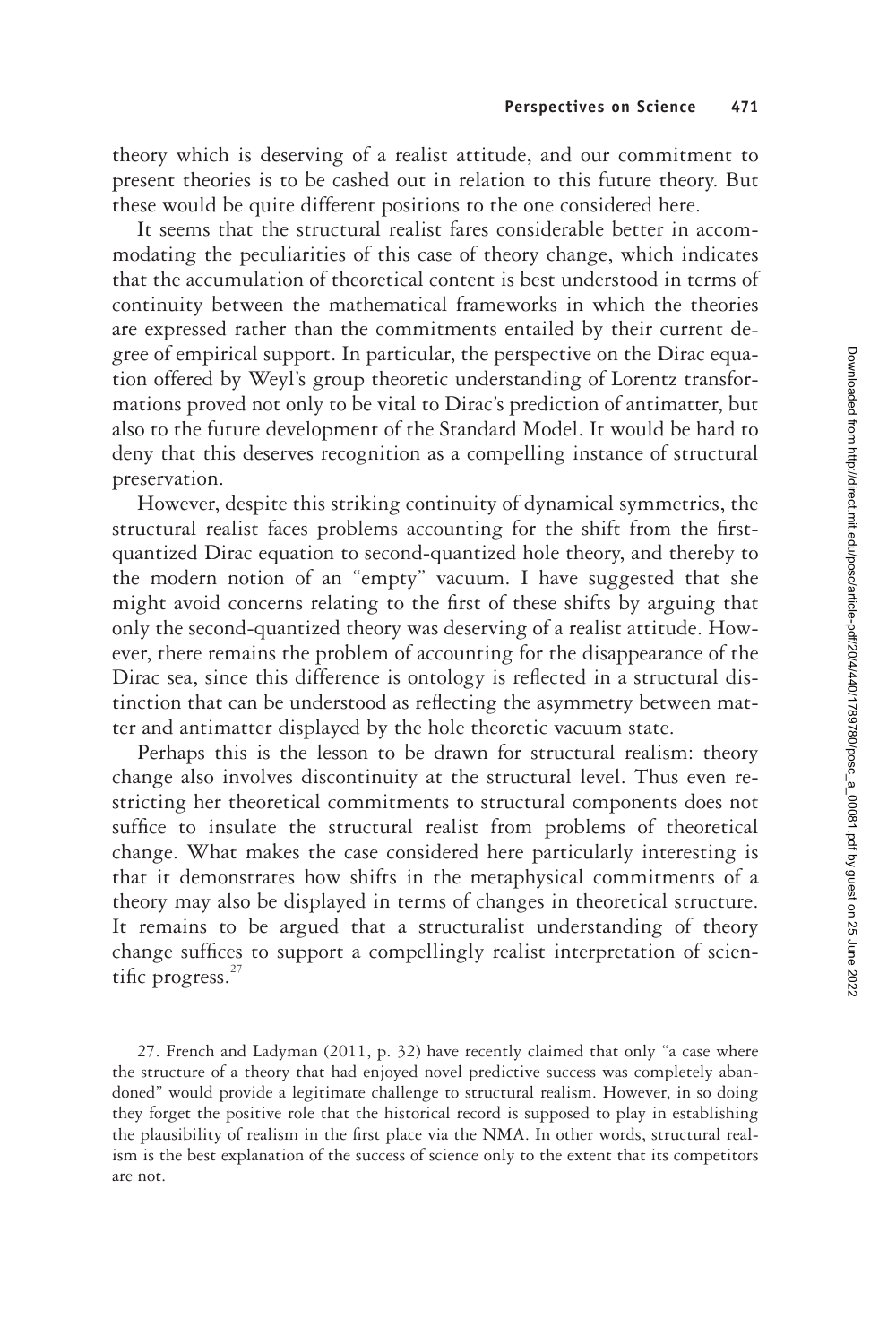theory which is deserving of a realist attitude, and our commitment to present theories is to be cashed out in relation to this future theory. But these would be quite different positions to the one considered here.

It seems that the structural realist fares considerable better in accommodating the peculiarities of this case of theory change, which indicates that the accumulation of theoretical content is best understood in terms of continuity between the mathematical frameworks in which the theories are expressed rather than the commitments entailed by their current degree of empirical support. In particular, the perspective on the Dirac equation offered by Weyl's group theoretic understanding of Lorentz transformations proved not only to be vital to Dirac's prediction of antimatter, but also to the future development of the Standard Model. It would be hard to deny that this deserves recognition as a compelling instance of structural preservation.

However, despite this striking continuity of dynamical symmetries, the structural realist faces problems accounting for the shift from the first-quantized Dirac equation to second-quantized hole theory, and thereby to the modern notion of an "empty" vacuum. I have suggested that she might avoid concerns relating to the first of these shifts by arguing that only the second-quantized theory was deserving of a realist attitude. However, there remains the problem of accounting for the disappearance of the Dirac sea, since this difference is ontology is reflected in a structural distinction that can be understood as reflecting the asymmetry between matter and antimatter displayed by the hole theoretic vacuum state.

Perhaps this is the lesson to be drawn for structural realism: theory change also involves discontinuity at the structural level. Thus even restricting her theoretical commitments to structural components does not suffice to insulate the structural realist from problems of theoretical change. What makes the case considered here particularly interesting is that it demonstrates how shifts in the metaphysical commitments of a theory may also be displayed in terms of changes in theoretical structure. It remains to be argued that a structuralist understanding of theory change suffices to support a compellingly realist interpretation of scientific progress.[27]

27. French and Ladyman (2011, p. 32) have recently claimed that only "a case where the structure of a theory that had enjoyed novel predictive success was completely abandoned" would provide a legitimate challenge to structural realism. However, in so doing they forget the positive role that the historical record is supposed to play in establishing the plausibility of realism in the first place via the NMA. In other words, structural realism is the best explanation of the success of science only to the extent that its competitors are not.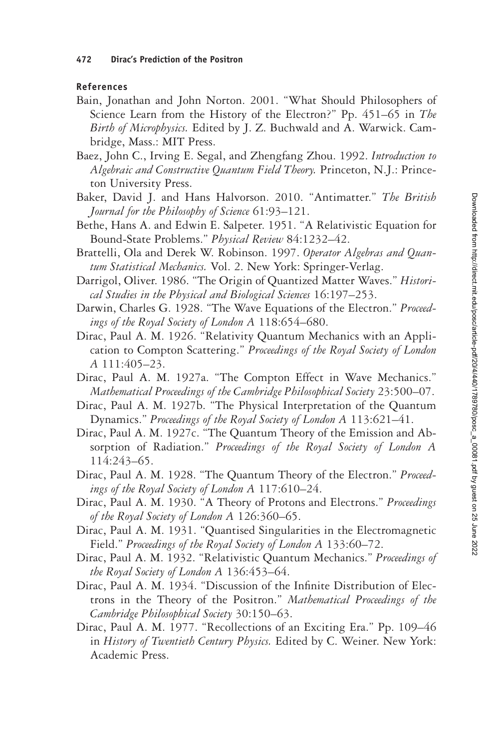### References

Bain, Jonathan and John Norton. 2001. "What Should Philosophers of Science Learn from the History of the Electron?" Pp. 451–65 in *The Birth of Microphysics.* Edited by J. Z. Buchwald and A. Warwick. Cambridge, Mass.: MIT Press.

Baez, John C., Irving E. Segal, and Zhengfang Zhou. 1992. *Introduction to Algebraic and Constructive Quantum Field Theory.* Princeton, N.J.: Princeton University Press.

Baker, David J. and Hans Halvorson. 2010. "Antimatter." *The British Journal for the Philosophy of Science* 61:93–121.

Bethe, Hans A. and Edwin E. Salpeter. 1951. "A Relativistic Equation for Bound-State Problems." *Physical Review* 84:1232–42.

Brattelli, Ola and Derek W. Robinson. 1997. *Operator Algebras and Quantum Statistical Mechanics.* Vol. 2. New York: Springer-Verlag.

Darrigol, Oliver. 1986. "The Origin of Quantized Matter Waves." *Historical Studies in the Physical and Biological Sciences* 16:197–253.

Darwin, Charles G. 1928. "The Wave Equations of the Electron." *Proceedings of the Royal Society of London A* 118:654–680.

Dirac, Paul A. M. 1926. "Relativity Quantum Mechanics with an Application to Compton Scattering." *Proceedings of the Royal Society of London A* 111:405–23.

Dirac, Paul A. M. 1927a. "The Compton Effect in Wave Mechanics." *Mathematical Proceedings of the Cambridge Philosophical Society* 23:500–07.

Dirac, Paul A. M. 1927b. "The Physical Interpretation of the Quantum Dynamics." *Proceedings of the Royal Society of London A* 113:621–41.

Dirac, Paul A. M. 1927c. "The Quantum Theory of the Emission and Absorption of Radiation." *Proceedings of the Royal Society of London A* 114:243–65.

Dirac, Paul A. M. 1928. "The Quantum Theory of the Electron." *Proceedings of the Royal Society of London A* 117:610–24.

Dirac, Paul A. M. 1930. "A Theory of Protons and Electrons." *Proceedings of the Royal Society of London A* 126:360–65.

Dirac, Paul A. M. 1931. "Quantised Singularities in the Electromagnetic Field." *Proceedings of the Royal Society of London A* 133:60–72.

Dirac, Paul A. M. 1932. "Relativistic Quantum Mechanics." *Proceedings of the Royal Society of London A* 136:453–64.

Dirac, Paul A. M. 1934. "Discussion of the Infinite Distribution of Electrons in the Theory of the Positron." *Mathematical Proceedings of the Cambridge Philosophical Society* 30:150–63.

Dirac, Paul A. M. 1977. "Recollections of an Exciting Era." Pp. 109–46 in *History of Twentieth Century Physics.* Edited by C. Weiner. New York: Academic Press.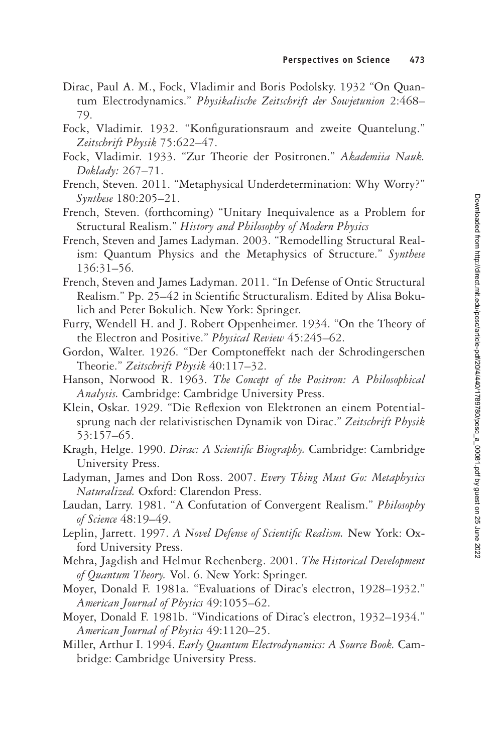Dirac, Paul A. M., Fock, Vladimir and Boris Podolsky. 1932 "On Quantum Electrodynamics." *Physikalische Zeitschrift der Sowjetunion* 2:468–79.

Fock, Vladimir. 1932. "Konfigurationsraum and zweite Quantelung." *Zeitschrift Physik* 75:622–47.

Fock, Vladimir. 1933. "Zur Theorie der Positronen." *Akademiia Nauk. Doklady:* 267–71.

French, Steven. 2011. "Metaphysical Underdetermination: Why Worry?" *Synthese* 180:205–21.

French, Steven. (forthcoming) "Unitary Inequivalence as a Problem for Structural Realism." *History and Philosophy of Modern Physics*

French, Steven and James Ladyman. 2003. "Remodelling Structural Realism: Quantum Physics and the Metaphysics of Structure." *Synthese* 136:31–56.

French, Steven and James Ladyman. 2011. "In Defense of Ontic Structural Realism." Pp. 25–42 in Scientific Structuralism. Edited by Alisa Bokulich and Peter Bokulich. New York: Springer.

Furry, Wendell H. and J. Robert Oppenheimer. 1934. "On the Theory of the Electron and Positive." *Physical Review* 45:245–62.

Gordon, Walter. 1926. "Der Comptoneffekt nach der Schrodingerschen Theorie." *Zeitschrift Physik* 40:117–32.

Hanson, Norwood R. 1963. *The Concept of the Positron: A Philosophical Analysis.* Cambridge: Cambridge University Press.

Klein, Oskar. 1929. "Die Reflexion von Elektronen an einem Potentialsprung nach der relativistischen Dynamik von Dirac." *Zeitschrift Physik* 53:157–65.

Kragh, Helge. 1990. *Dirac: A Scientific Biography.* Cambridge: Cambridge University Press.

Ladyman, James and Don Ross. 2007. *Every Thing Must Go: Metaphysics Naturalized.* Oxford: Clarendon Press.

Laudan, Larry. 1981. "A Confutation of Convergent Realism." *Philosophy of Science* 48:19–49.

Leplin, Jarrett. 1997. *A Novel Defense of Scientific Realism.* New York: Oxford University Press.

Mehra, Jagdish and Helmut Rechenberg. 2001. *The Historical Development of Quantum Theory.* Vol. 6. New York: Springer.

Moyer, Donald F. 1981a. "Evaluations of Dirac's electron, 1928–1932." *American Journal of Physics* 49:1055–62.

Moyer, Donald F. 1981b. "Vindications of Dirac's electron, 1932–1934." *American Journal of Physics* 49:1120–25.

Miller, Arthur I. 1994. *Early Quantum Electrodynamics: A Source Book.* Cambridge: Cambridge University Press.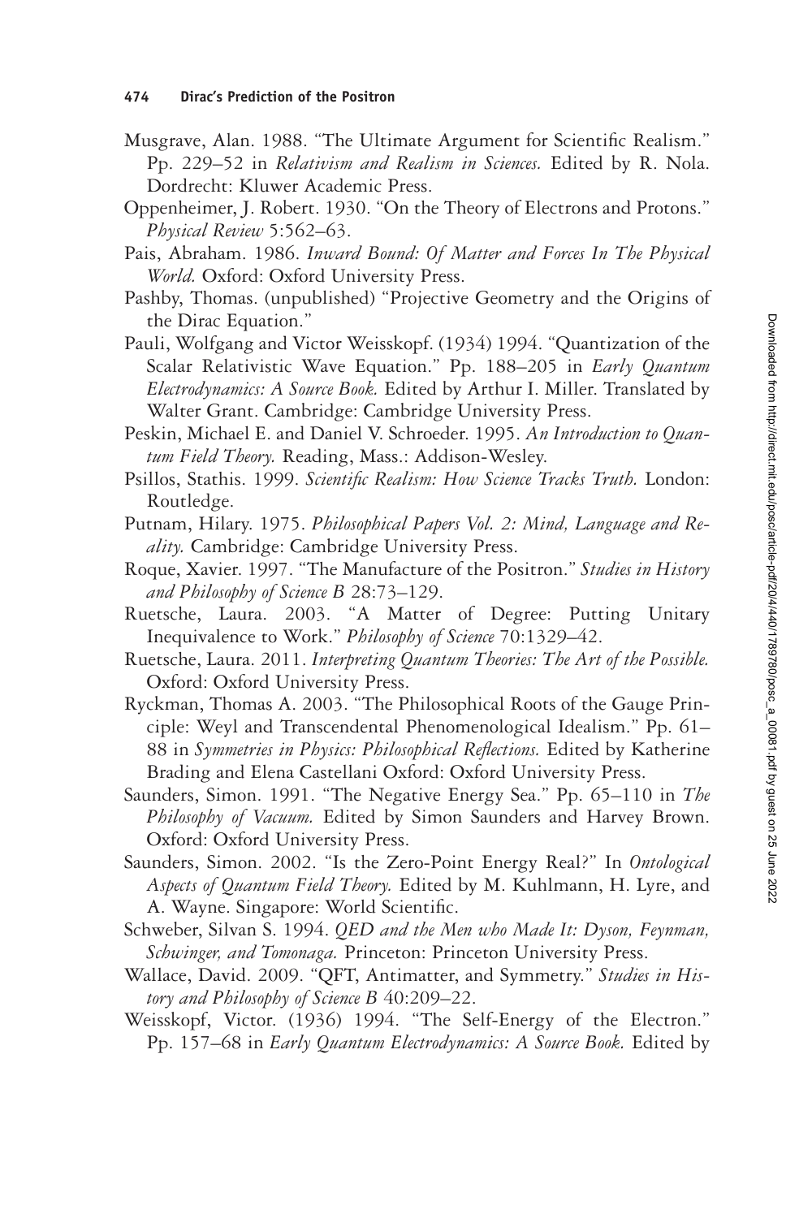Musgrave, Alan. 1988. "The Ultimate Argument for Scientific Realism." Pp. 229–52 in *Relativism and Realism in Sciences.* Edited by R. Nola. Dordrecht: Kluwer Academic Press.

Oppenheimer, J. Robert. 1930. "On the Theory of Electrons and Protons." *Physical Review* 5:562–63.

Pais, Abraham. 1986. *Inward Bound: Of Matter and Forces In The Physical World.* Oxford: Oxford University Press.

Pashby, Thomas. (unpublished) "Projective Geometry and the Origins of the Dirac Equation."

Pauli, Wolfgang and Victor Weisskopf. (1934) 1994. "Quantization of the Scalar Relativistic Wave Equation." Pp. 188–205 in *Early Quantum Electrodynamics: A Source Book.* Edited by Arthur I. Miller. Translated by Walter Grant. Cambridge: Cambridge University Press.

Peskin, Michael E. and Daniel V. Schroeder. 1995. *An Introduction to Quantum Field Theory.* Reading, Mass.: Addison-Wesley.

Psillos, Stathis. 1999. *Scientific Realism: How Science Tracks Truth.* London: Routledge.

Putnam, Hilary. 1975. *Philosophical Papers Vol. 2: Mind, Language and Reality.* Cambridge: Cambridge University Press.

Roque, Xavier. 1997. "The Manufacture of the Positron." *Studies in History and Philosophy of Science B* 28:73–129.

Ruetsche, Laura. 2003. "A Matter of Degree: Putting Unitary Inequivalence to Work." *Philosophy of Science* 70:1329–42.

Ruetsche, Laura. 2011. *Interpreting Quantum Theories: The Art of the Possible.* Oxford: Oxford University Press.

Ryckman, Thomas A. 2003. "The Philosophical Roots of the Gauge Principle: Weyl and Transcendental Phenomenological Idealism." Pp. 61–88 in *Symmetries in Physics: Philosophical Reflections.* Edited by Katherine Brading and Elena Castellani Oxford: Oxford University Press.

Saunders, Simon. 1991. "The Negative Energy Sea." Pp. 65–110 in *The Philosophy of Vacuum.* Edited by Simon Saunders and Harvey Brown. Oxford: Oxford University Press.

Saunders, Simon. 2002. "Is the Zero-Point Energy Real?" In *Ontological Aspects of Quantum Field Theory.* Edited by M. Kuhlmann, H. Lyre, and A. Wayne. Singapore: World Scientific.

Schweber, Silvan S. 1994. *QED and the Men who Made It: Dyson, Feynman, Schwinger, and Tomonaga.* Princeton: Princeton University Press.

Wallace, David. 2009. "QFT, Antimatter, and Symmetry." *Studies in History and Philosophy of Science B* 40:209–22.

Weisskopf, Victor. (1936) 1994. "The Self-Energy of the Electron." Pp. 157–68 in *Early Quantum Electrodynamics: A Source Book.* Edited by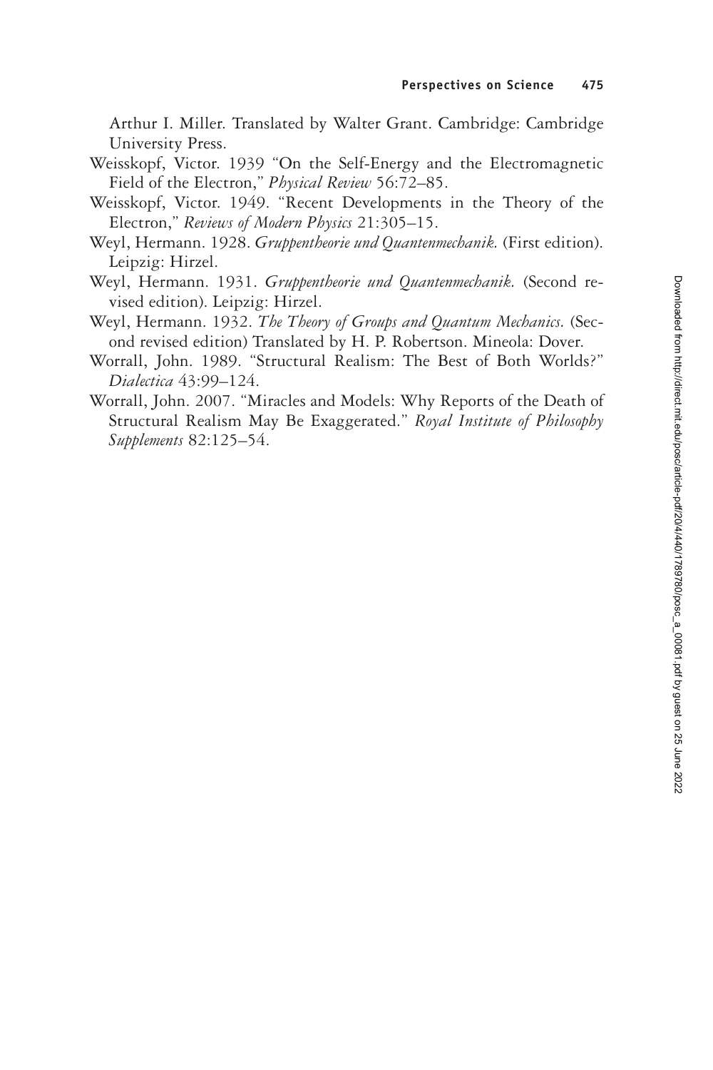Arthur I. Miller. Translated by Walter Grant. Cambridge: Cambridge University Press.

Weisskopf, Victor. 1939 "On the Self-Energy and the Electromagnetic Field of the Electron," *Physical Review* 56:72–85.

Weisskopf, Victor. 1949. "Recent Developments in the Theory of the Electron," *Reviews of Modern Physics* 21:305–15.

Weyl, Hermann. 1928. *Gruppentheorie und Quantenmechanik.* (First edition). Leipzig: Hirzel.

Weyl, Hermann. 1931. *Gruppentheorie und Quantenmechanik.* (Second revised edition). Leipzig: Hirzel.

Weyl, Hermann. 1932. *The Theory of Groups and Quantum Mechanics.* (Second revised edition) Translated by H. P. Robertson. Mineola: Dover.

Worrall, John. 1989. "Structural Realism: The Best of Both Worlds?" *Dialectica* 43:99–124.

Worrall, John. 2007. "Miracles and Models: Why Reports of the Death of Structural Realism May Be Exaggerated." *Royal Institute of Philosophy Supplements* 82:125–54.